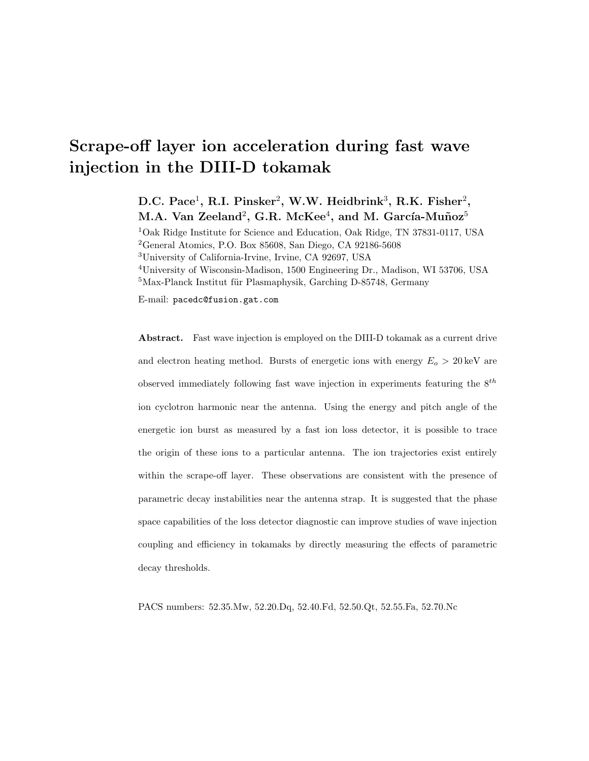# Scrape-off layer ion acceleration during fast wave injection in the DIII-D tokamak

**D.C. Pace[1], R.I. Pinsker[2], W.W. Heidbrink[3], R.K. Fisher[2], M.A. Van Zeeland[2], G.R. McKee[4], and M. García-Muñoz[5]**

[1]Oak Ridge Institute for Science and Education, Oak Ridge, TN 37831-0117, USA

[2]General Atomics, P.O. Box 85608, San Diego, CA 92186-5608

[3]University of California-Irvine, Irvine, CA 92697, USA

[4]University of Wisconsin-Madison, 1500 Engineering Dr., Madison, WI 53706, USA

[5]Max-Planck Institut für Plasmaphysik, Garching D-85748, Germany

E-mail: pacedc@fusion.gat.com

**Abstract.** Fast wave injection is employed on the DIII-D tokamak as a current drive and electron heating method. Bursts of energetic ions with energy $E_o > 20\,\mathrm{keV}$ are observed immediately following fast wave injection in experiments featuring the $8^{th}$ ion cyclotron harmonic near the antenna. Using the energy and pitch angle of the energetic ion burst as measured by a fast ion loss detector, it is possible to trace the origin of these ions to a particular antenna. The ion trajectories exist entirely within the scrape-off layer. These observations are consistent with the presence of parametric decay instabilities near the antenna strap. It is suggested that the phase space capabilities of the loss detector diagnostic can improve studies of wave injection coupling and efficiency in tokamaks by directly measuring the effects of parametric decay thresholds.

PACS numbers: 52.35.Mw, 52.20.Dq, 52.40.Fd, 52.50.Qt, 52.55.Fa, 52.70.Nc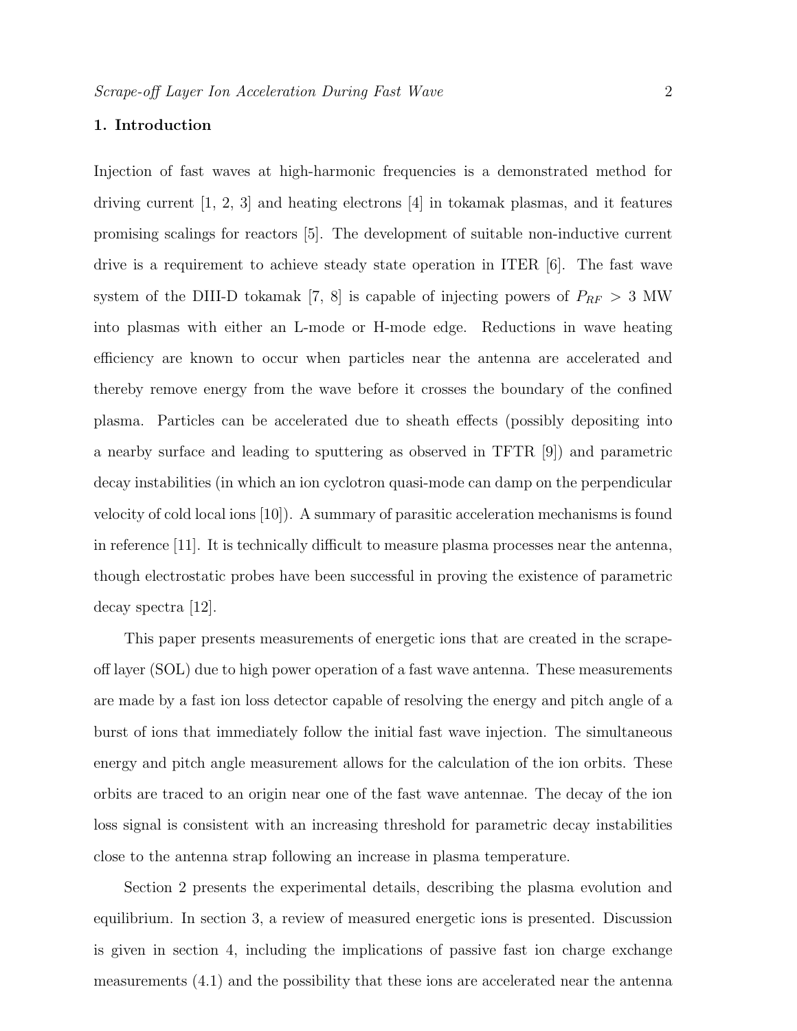## 1. Introduction

Injection of fast waves at high-harmonic frequencies is a demonstrated method for driving current [1, 2, 3] and heating electrons [4] in tokamak plasmas, and it features promising scalings for reactors [5]. The development of suitable non-inductive current drive is a requirement to achieve steady state operation in ITER [6]. The fast wave system of the DIII-D tokamak [7, 8] is capable of injecting powers of $P_{RF} > 3$ MW into plasmas with either an L-mode or H-mode edge. Reductions in wave heating efficiency are known to occur when particles near the antenna are accelerated and thereby remove energy from the wave before it crosses the boundary of the confined plasma. Particles can be accelerated due to sheath effects (possibly depositing into a nearby surface and leading to sputtering as observed in TFTR [9]) and parametric decay instabilities (in which an ion cyclotron quasi-mode can damp on the perpendicular velocity of cold local ions [10]). A summary of parasitic acceleration mechanisms is found in reference [11]. It is technically difficult to measure plasma processes near the antenna, though electrostatic probes have been successful in proving the existence of parametric decay spectra [12].

This paper presents measurements of energetic ions that are created in the scrape-off layer (SOL) due to high power operation of a fast wave antenna. These measurements are made by a fast ion loss detector capable of resolving the energy and pitch angle of a burst of ions that immediately follow the initial fast wave injection. The simultaneous energy and pitch angle measurement allows for the calculation of the ion orbits. These orbits are traced to an origin near one of the fast wave antennae. The decay of the ion loss signal is consistent with an increasing threshold for parametric decay instabilities close to the antenna strap following an increase in plasma temperature.

Section 2 presents the experimental details, describing the plasma evolution and equilibrium. In section 3, a review of measured energetic ions is presented. Discussion is given in section 4, including the implications of passive fast ion charge exchange measurements (4.1) and the possibility that these ions are accelerated near the antenna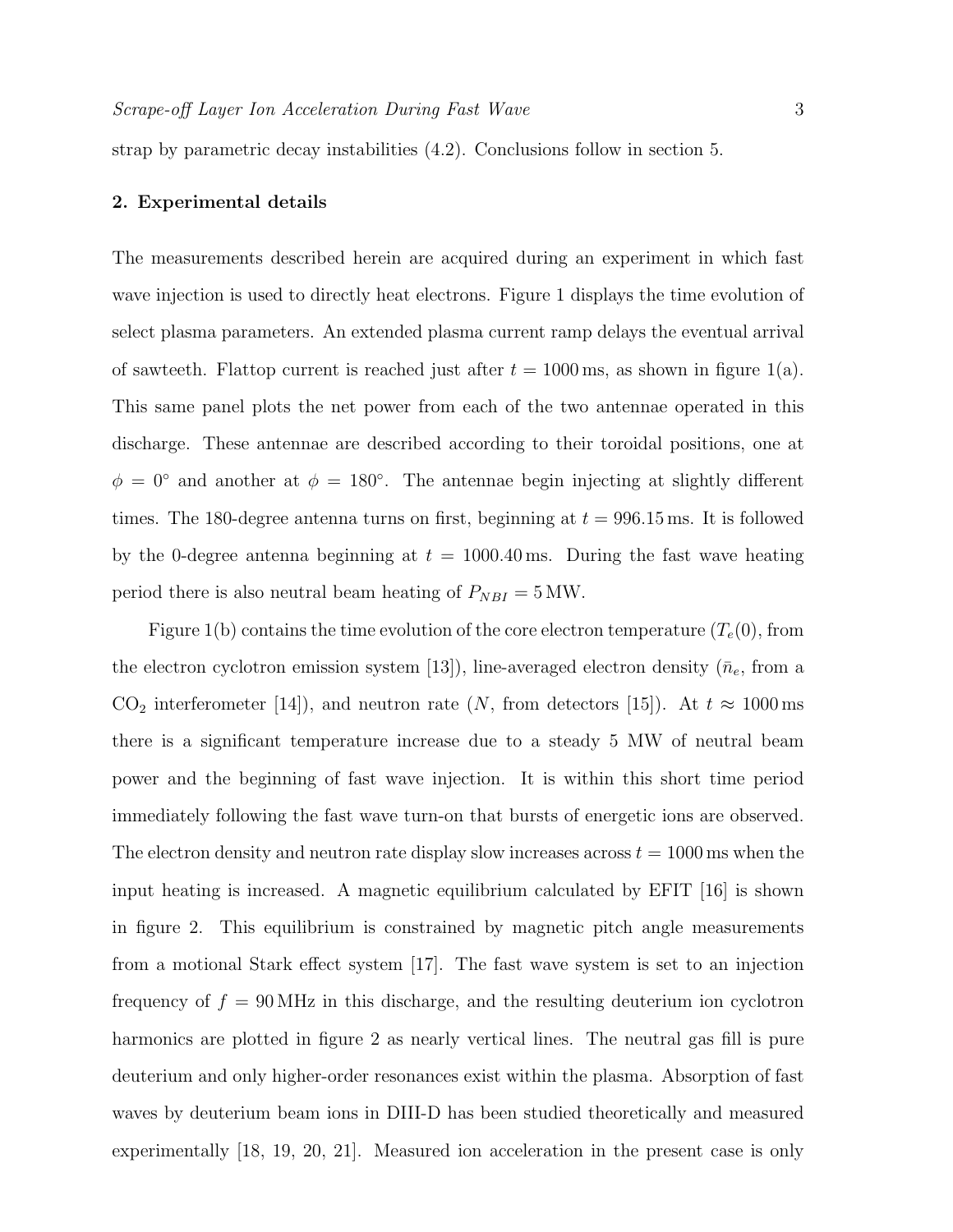strap by parametric decay instabilities (4.2). Conclusions follow in section 5.

## 2. Experimental details

The measurements described herein are acquired during an experiment in which fast wave injection is used to directly heat electrons. Figure 1 displays the time evolution of select plasma parameters. An extended plasma current ramp delays the eventual arrival of sawteeth. Flattop current is reached just after $t = 1000\,\mathrm{ms}$, as shown in figure 1(a). This same panel plots the net power from each of the two antennae operated in this discharge. These antennae are described according to their toroidal positions, one at $\phi = 0^{\circ}$ and another at $\phi = 180^{\circ}$. The antennae begin injecting at slightly different times. The 180-degree antenna turns on first, beginning at $t = 996.15\,\mathrm{ms}$. It is followed by the 0-degree antenna beginning at $t = 1000.40\,\mathrm{ms}$. During the fast wave heating period there is also neutral beam heating of $P_{NBI} = 5\,\mathrm{MW}$.

Figure 1(b) contains the time evolution of the core electron temperature ($T_e(0)$, from the electron cyclotron emission system [13]), line-averaged electron density ($\bar{n}_e$, from a $CO_2$ interferometer [14]), and neutron rate ($N$, from detectors [15]). At $t \approx 1000\,\mathrm{ms}$ there is a significant temperature increase due to a steady 5 MW of neutral beam power and the beginning of fast wave injection. It is within this short time period immediately following the fast wave turn-on that bursts of energetic ions are observed. The electron density and neutron rate display slow increases across $t = 1000\,\mathrm{ms}$ when the input heating is increased. A magnetic equilibrium calculated by EFIT [16] is shown in figure 2. This equilibrium is constrained by magnetic pitch angle measurements from a motional Stark effect system [17]. The fast wave system is set to an injection frequency of $f = 90\,\mathrm{MHz}$ in this discharge, and the resulting deuterium ion cyclotron harmonics are plotted in figure 2 as nearly vertical lines. The neutral gas fill is pure deuterium and only higher-order resonances exist within the plasma. Absorption of fast waves by deuterium beam ions in DIII-D has been studied theoretically and measured experimentally [18, 19, 20, 21]. Measured ion acceleration in the present case is only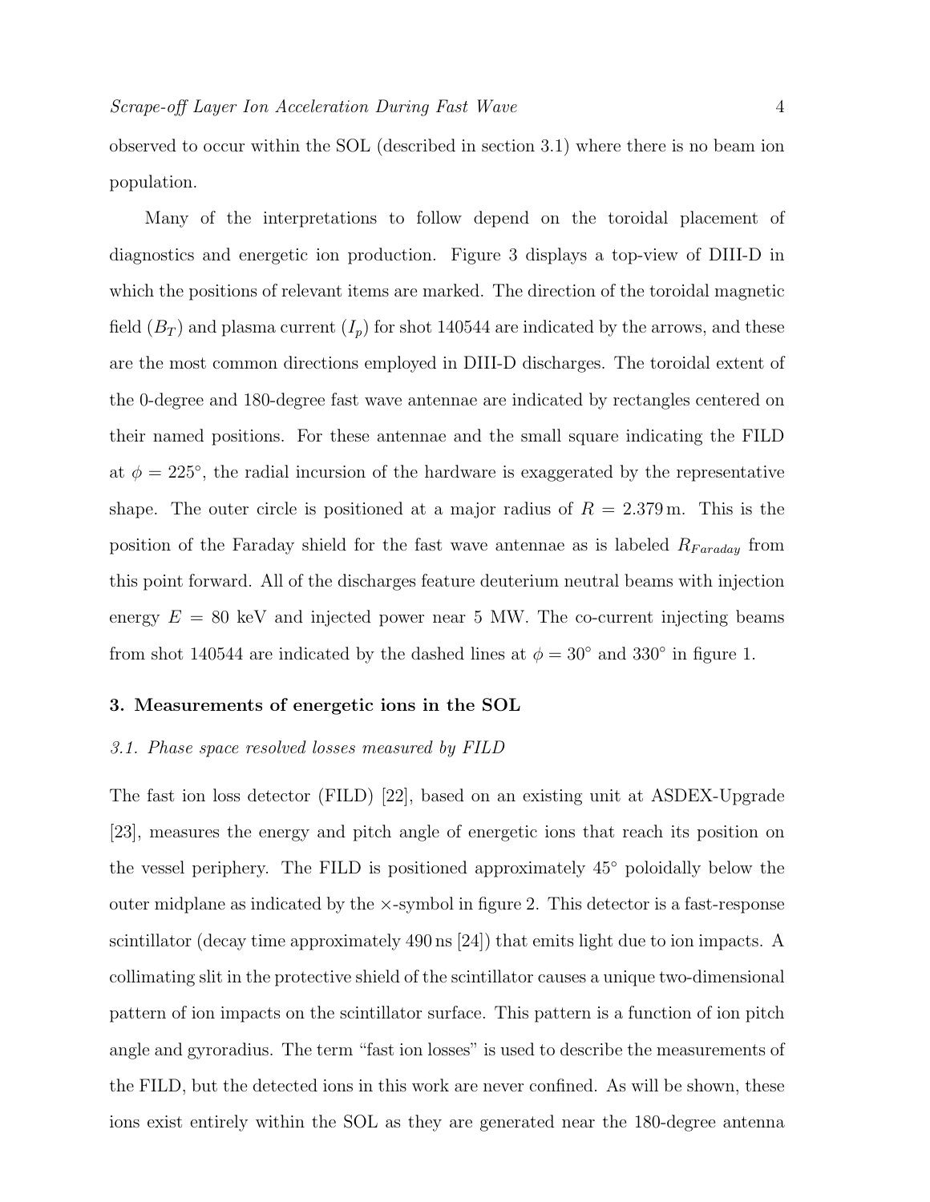observed to occur within the SOL (described in section 3.1) where there is no beam ion population.

Many of the interpretations to follow depend on the toroidal placement of diagnostics and energetic ion production. Figure 3 displays a top-view of DIII-D in which the positions of relevant items are marked. The direction of the toroidal magnetic field ($B_T$) and plasma current ($I_p$) for shot 140544 are indicated by the arrows, and these are the most common directions employed in DIII-D discharges. The toroidal extent of the 0-degree and 180-degree fast wave antennae are indicated by rectangles centered on their named positions. For these antennae and the small square indicating the FILD at $\phi = 225^{\circ}$, the radial incursion of the hardware is exaggerated by the representative shape. The outer circle is positioned at a major radius of $R = 2.379\,\mathrm{m}$. This is the position of the Faraday shield for the fast wave antennae as is labeled $R_{Faraday}$ from this point forward. All of the discharges feature deuterium neutral beams with injection energy $E = 80$ keV and injected power near 5 MW. The co-current injecting beams from shot 140544 are indicated by the dashed lines at $\phi = 30^{\circ}$ and $330^{\circ}$ in figure 1.

## 3. Measurements of energetic ions in the SOL

### *3.1. Phase space resolved losses measured by FILD*

The fast ion loss detector (FILD) [22], based on an existing unit at ASDEX-Upgrade [23], measures the energy and pitch angle of energetic ions that reach its position on the vessel periphery. The FILD is positioned approximately 45° poloidally below the outer midplane as indicated by the $\times$-symbol in figure 2. This detector is a fast-response scintillator (decay time approximately 490 ns [24]) that emits light due to ion impacts. A collimating slit in the protective shield of the scintillator causes a unique two-dimensional pattern of ion impacts on the scintillator surface. This pattern is a function of ion pitch angle and gyroradius. The term "fast ion losses" is used to describe the measurements of the FILD, but the detected ions in this work are never confined. As will be shown, these ions exist entirely within the SOL as they are generated near the 180-degree antenna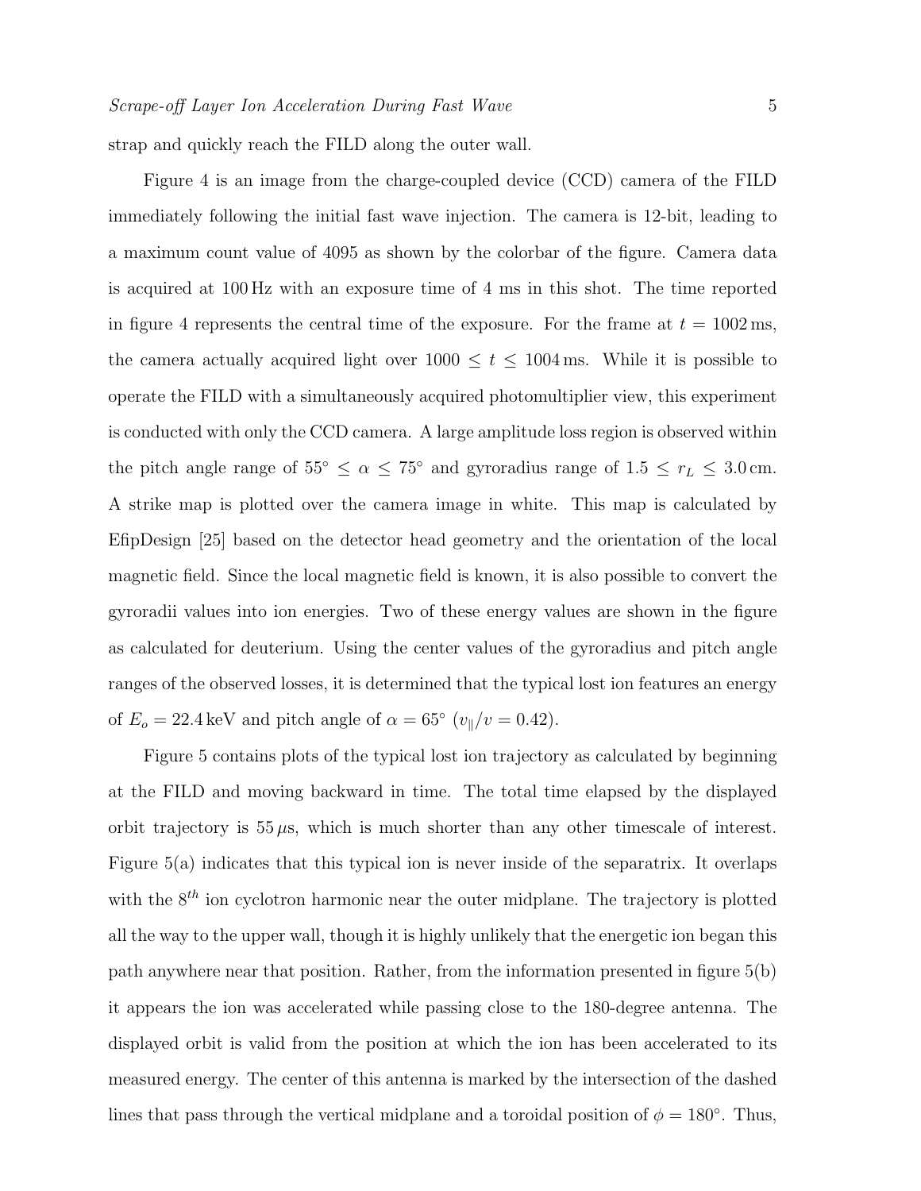strap and quickly reach the FILD along the outer wall.

Figure 4 is an image from the charge-coupled device (CCD) camera of the FILD immediately following the initial fast wave injection. The camera is 12-bit, leading to a maximum count value of 4095 as shown by the colorbar of the figure. Camera data is acquired at 100 Hz with an exposure time of 4 ms in this shot. The time reported in figure 4 represents the central time of the exposure. For the frame at $t = 1002\,\mathrm{ms}$, the camera actually acquired light over $1000 \leq t \leq 1004\,\mathrm{ms}$. While it is possible to operate the FILD with a simultaneously acquired photomultiplier view, this experiment is conducted with only the CCD camera. A large amplitude loss region is observed within the pitch angle range of $55^{\circ} \leq \alpha \leq 75^{\circ}$ and gyroradius range of $1.5 \leq r_L \leq 3.0\,\mathrm{cm}$. A strike map is plotted over the camera image in white. This map is calculated by EfipDesign [25] based on the detector head geometry and the orientation of the local magnetic field. Since the local magnetic field is known, it is also possible to convert the gyroradii values into ion energies. Two of these energy values are shown in the figure as calculated for deuterium. Using the center values of the gyroradius and pitch angle ranges of the observed losses, it is determined that the typical lost ion features an energy of $E_o = 22.4\,\mathrm{keV}$ and pitch angle of $\alpha = 65^{\circ}$ ($v_{\parallel}/v = 0.42$).

Figure 5 contains plots of the typical lost ion trajectory as calculated by beginning at the FILD and moving backward in time. The total time elapsed by the displayed orbit trajectory is $55\,\mu\mathrm{s}$, which is much shorter than any other timescale of interest. Figure 5(a) indicates that this typical ion is never inside of the separatrix. It overlaps with the $8^{th}$ ion cyclotron harmonic near the outer midplane. The trajectory is plotted all the way to the upper wall, though it is highly unlikely that the energetic ion began this path anywhere near that position. Rather, from the information presented in figure 5(b) it appears the ion was accelerated while passing close to the 180-degree antenna. The displayed orbit is valid from the position at which the ion has been accelerated to its measured energy. The center of this antenna is marked by the intersection of the dashed lines that pass through the vertical midplane and a toroidal position of $\phi = 180^{\circ}$. Thus,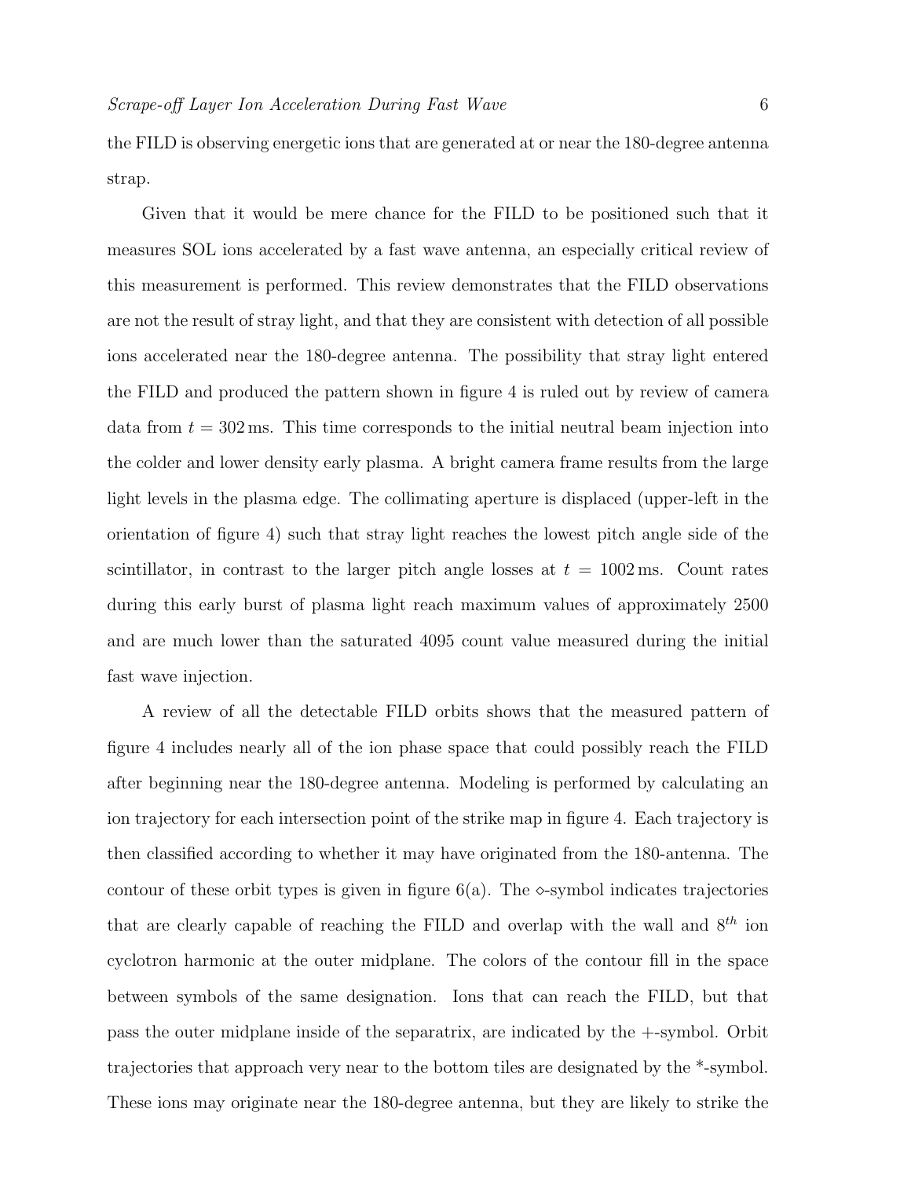the FILD is observing energetic ions that are generated at or near the 180-degree antenna strap.

Given that it would be mere chance for the FILD to be positioned such that it measures SOL ions accelerated by a fast wave antenna, an especially critical review of this measurement is performed. This review demonstrates that the FILD observations are not the result of stray light, and that they are consistent with detection of all possible ions accelerated near the 180-degree antenna. The possibility that stray light entered the FILD and produced the pattern shown in figure 4 is ruled out by review of camera data from $t = 302\,\mathrm{ms}$. This time corresponds to the initial neutral beam injection into the colder and lower density early plasma. A bright camera frame results from the large light levels in the plasma edge. The collimating aperture is displaced (upper-left in the orientation of figure 4) such that stray light reaches the lowest pitch angle side of the scintillator, in contrast to the larger pitch angle losses at $t = 1002\,\mathrm{ms}$. Count rates during this early burst of plasma light reach maximum values of approximately 2500 and are much lower than the saturated 4095 count value measured during the initial fast wave injection.

A review of all the detectable FILD orbits shows that the measured pattern of figure 4 includes nearly all of the ion phase space that could possibly reach the FILD after beginning near the 180-degree antenna. Modeling is performed by calculating an ion trajectory for each intersection point of the strike map in figure 4. Each trajectory is then classified according to whether it may have originated from the 180-antenna. The contour of these orbit types is given in figure 6(a). The $\diamond$-symbol indicates trajectories that are clearly capable of reaching the FILD and overlap with the wall and $8^{th}$ ion cyclotron harmonic at the outer midplane. The colors of the contour fill in the space between symbols of the same designation. Ions that can reach the FILD, but that pass the outer midplane inside of the separatrix, are indicated by the +-symbol. Orbit trajectories that approach very near to the bottom tiles are designated by the *-symbol. These ions may originate near the 180-degree antenna, but they are likely to strike the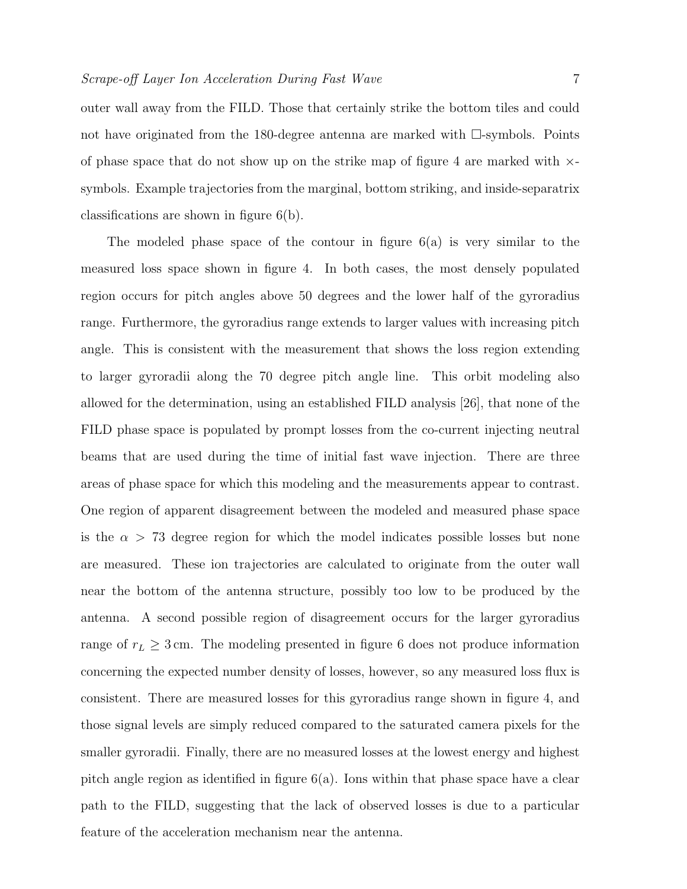outer wall away from the FILD. Those that certainly strike the bottom tiles and could not have originated from the 180-degree antenna are marked with □-symbols. Points of phase space that do not show up on the strike map of figure 4 are marked with ×-symbols. Example trajectories from the marginal, bottom striking, and inside-separatrix classifications are shown in figure 6(b).

The modeled phase space of the contour in figure 6(a) is very similar to the measured loss space shown in figure 4. In both cases, the most densely populated region occurs for pitch angles above 50 degrees and the lower half of the gyroradius range. Furthermore, the gyroradius range extends to larger values with increasing pitch angle. This is consistent with the measurement that shows the loss region extending to larger gyroradii along the 70 degree pitch angle line. This orbit modeling also allowed for the determination, using an established FILD analysis [26], that none of the FILD phase space is populated by prompt losses from the co-current injecting neutral beams that are used during the time of initial fast wave injection. There are three areas of phase space for which this modeling and the measurements appear to contrast. One region of apparent disagreement between the modeled and measured phase space is the $\alpha > 73$ degree region for which the model indicates possible losses but none are measured. These ion trajectories are calculated to originate from the outer wall near the bottom of the antenna structure, possibly too low to be produced by the antenna. A second possible region of disagreement occurs for the larger gyroradius range of $r_L \geq 3\,\mathrm{cm}$. The modeling presented in figure 6 does not produce information concerning the expected number density of losses, however, so any measured loss flux is consistent. There are measured losses for this gyroradius range shown in figure 4, and those signal levels are simply reduced compared to the saturated camera pixels for the smaller gyroradii. Finally, there are no measured losses at the lowest energy and highest pitch angle region as identified in figure 6(a). Ions within that phase space have a clear path to the FILD, suggesting that the lack of observed losses is due to a particular feature of the acceleration mechanism near the antenna.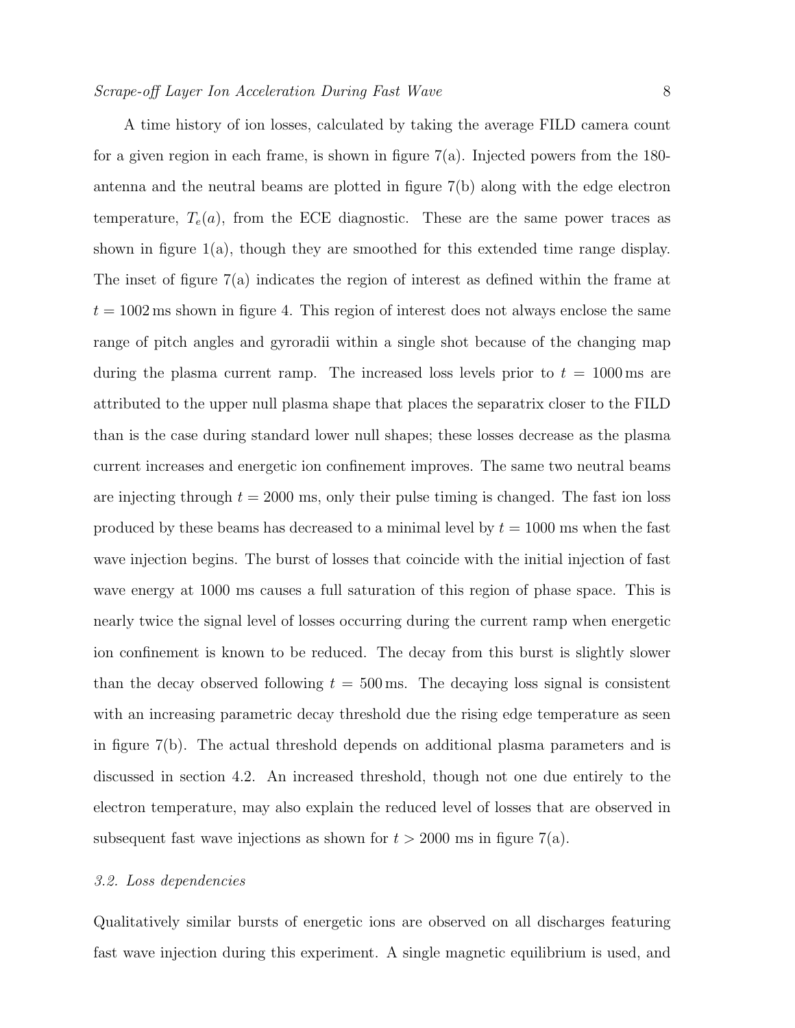A time history of ion losses, calculated by taking the average FILD camera count for a given region in each frame, is shown in figure 7(a). Injected powers from the 180-antenna and the neutral beams are plotted in figure 7(b) along with the edge electron temperature, $T_e(a)$, from the ECE diagnostic. These are the same power traces as shown in figure 1(a), though they are smoothed for this extended time range display. The inset of figure 7(a) indicates the region of interest as defined within the frame at $t = 1002\,\text{ms}$ shown in figure 4. This region of interest does not always enclose the same range of pitch angles and gyroradii within a single shot because of the changing map during the plasma current ramp. The increased loss levels prior to $t = 1000\,\text{ms}$ are attributed to the upper null plasma shape that places the separatrix closer to the FILD than is the case during standard lower null shapes; these losses decrease as the plasma current increases and energetic ion confinement improves. The same two neutral beams are injecting through $t = 2000$ ms, only their pulse timing is changed. The fast ion loss produced by these beams has decreased to a minimal level by $t = 1000$ ms when the fast wave injection begins. The burst of losses that coincide with the initial injection of fast wave energy at 1000 ms causes a full saturation of this region of phase space. This is nearly twice the signal level of losses occurring during the current ramp when energetic ion confinement is known to be reduced. The decay from this burst is slightly slower than the decay observed following $t = 500\,\text{ms}$. The decaying loss signal is consistent with an increasing parametric decay threshold due the rising edge temperature as seen in figure 7(b). The actual threshold depends on additional plasma parameters and is discussed in section 4.2. An increased threshold, though not one due entirely to the electron temperature, may also explain the reduced level of losses that are observed in subsequent fast wave injections as shown for $t > 2000$ ms in figure 7(a).

### *3.2. Loss dependencies*

Qualitatively similar bursts of energetic ions are observed on all discharges featuring fast wave injection during this experiment. A single magnetic equilibrium is used, and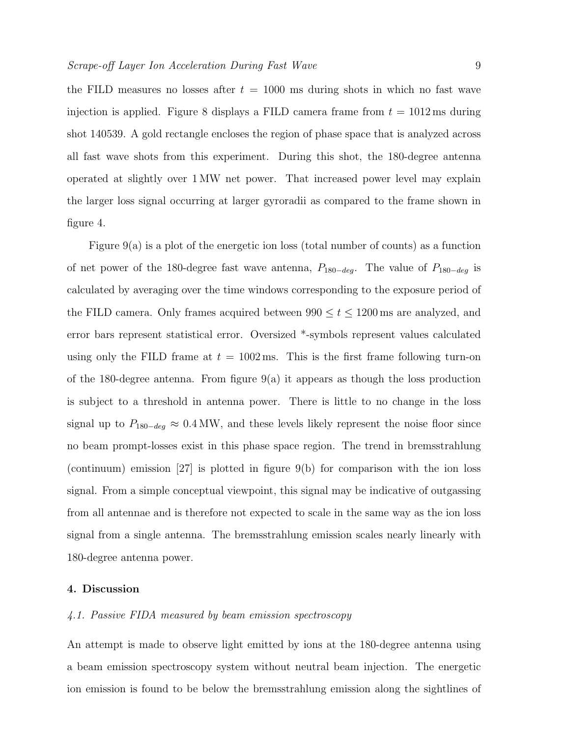the FILD measures no losses after $t = 1000$ ms during shots in which no fast wave injection is applied. Figure 8 displays a FILD camera frame from $t = 1012$ ms during shot 140539. A gold rectangle encloses the region of phase space that is analyzed across all fast wave shots from this experiment. During this shot, the 180-degree antenna operated at slightly over 1 MW net power. That increased power level may explain the larger loss signal occurring at larger gyroradii as compared to the frame shown in figure 4.

Figure 9(a) is a plot of the energetic ion loss (total number of counts) as a function of net power of the 180-degree fast wave antenna, $P_{180-deg}$. The value of $P_{180-deg}$ is calculated by averaging over the time windows corresponding to the exposure period of the FILD camera. Only frames acquired between $990 \leq t \leq 1200$ ms are analyzed, and error bars represent statistical error. Oversized *-symbols represent values calculated using only the FILD frame at $t = 1002$ ms. This is the first frame following turn-on of the 180-degree antenna. From figure 9(a) it appears as though the loss production is subject to a threshold in antenna power. There is little to no change in the loss signal up to $P_{180-deg} \approx 0.4$ MW, and these levels likely represent the noise floor since no beam prompt-losses exist in this phase space region. The trend in bremsstrahlung (continuum) emission [27] is plotted in figure 9(b) for comparison with the ion loss signal. From a simple conceptual viewpoint, this signal may be indicative of outgassing from all antennae and is therefore not expected to scale in the same way as the ion loss signal from a single antenna. The bremsstrahlung emission scales nearly linearly with 180-degree antenna power.

## 4. Discussion

### *4.1. Passive FIDA measured by beam emission spectroscopy*

An attempt is made to observe light emitted by ions at the 180-degree antenna using a beam emission spectroscopy system without neutral beam injection. The energetic ion emission is found to be below the bremsstrahlung emission along the sightlines of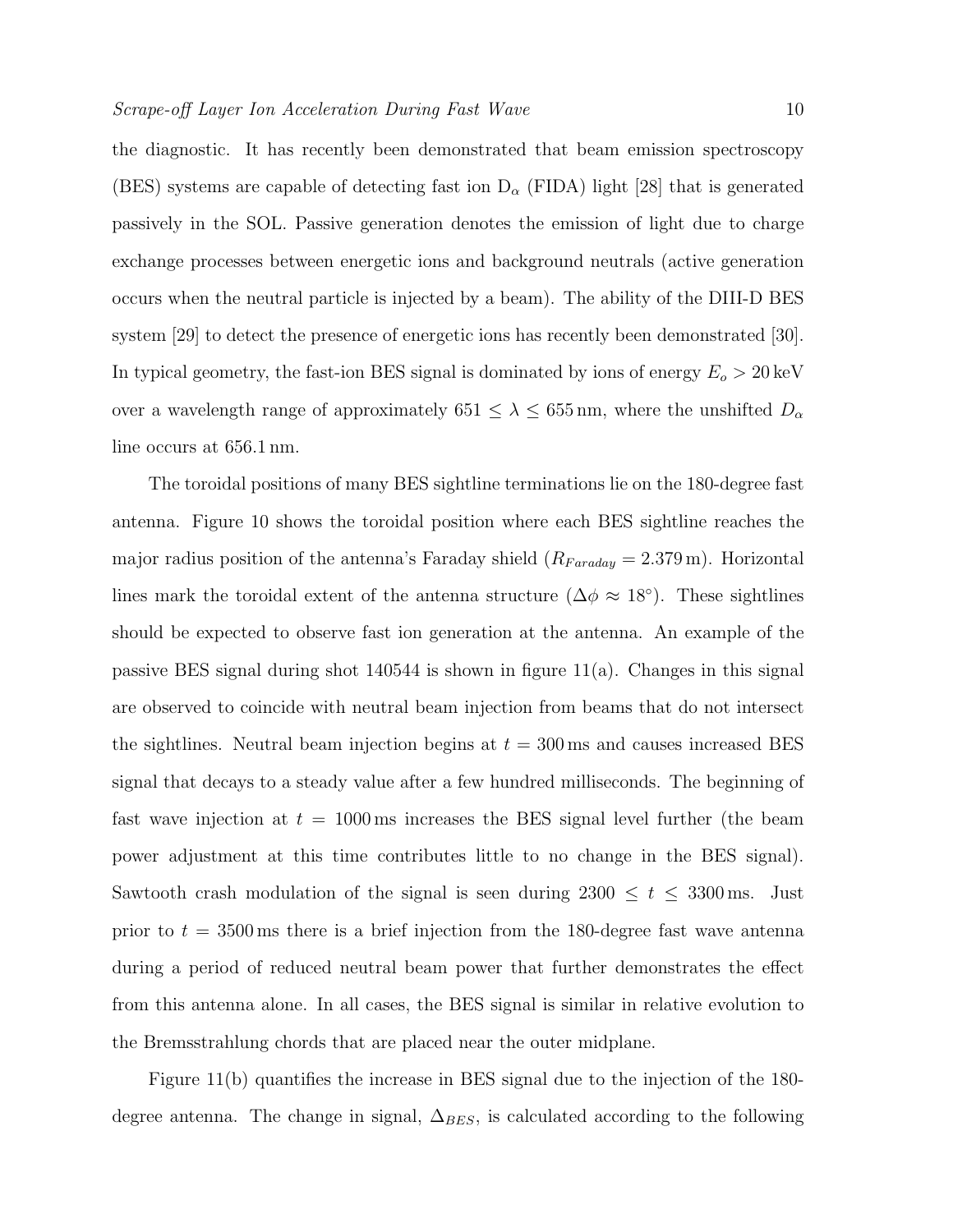the diagnostic. It has recently been demonstrated that beam emission spectroscopy (BES) systems are capable of detecting fast ion $D_\alpha$ (FIDA) light [28] that is generated passively in the SOL. Passive generation denotes the emission of light due to charge exchange processes between energetic ions and background neutrals (active generation occurs when the neutral particle is injected by a beam). The ability of the DIII-D BES system [29] to detect the presence of energetic ions has recently been demonstrated [30]. In typical geometry, the fast-ion BES signal is dominated by ions of energy $E_o > 20\,\text{keV}$ over a wavelength range of approximately $651 \leq \lambda \leq 655\,\text{nm}$, where the unshifted $D_\alpha$ line occurs at 656.1 nm.

The toroidal positions of many BES sightline terminations lie on the 180-degree fast antenna. Figure 10 shows the toroidal position where each BES sightline reaches the major radius position of the antenna's Faraday shield ($R_{Faraday} = 2.379\,\text{m}$). Horizontal lines mark the toroidal extent of the antenna structure ($\Delta\phi \approx 18^\circ$). These sightlines should be expected to observe fast ion generation at the antenna. An example of the passive BES signal during shot 140544 is shown in figure 11(a). Changes in this signal are observed to coincide with neutral beam injection from beams that do not intersect the sightlines. Neutral beam injection begins at $t = 300\,\text{ms}$ and causes increased BES signal that decays to a steady value after a few hundred milliseconds. The beginning of fast wave injection at $t = 1000\,\text{ms}$ increases the BES signal level further (the beam power adjustment at this time contributes little to no change in the BES signal). Sawtooth crash modulation of the signal is seen during $2300 \leq t \leq 3300\,\text{ms}$. Just prior to $t = 3500\,\text{ms}$ there is a brief injection from the 180-degree fast wave antenna during a period of reduced neutral beam power that further demonstrates the effect from this antenna alone. In all cases, the BES signal is similar in relative evolution to the Bremsstrahlung chords that are placed near the outer midplane.

Figure 11(b) quantifies the increase in BES signal due to the injection of the 180-degree antenna. The change in signal, $\Delta_{BES}$, is calculated according to the following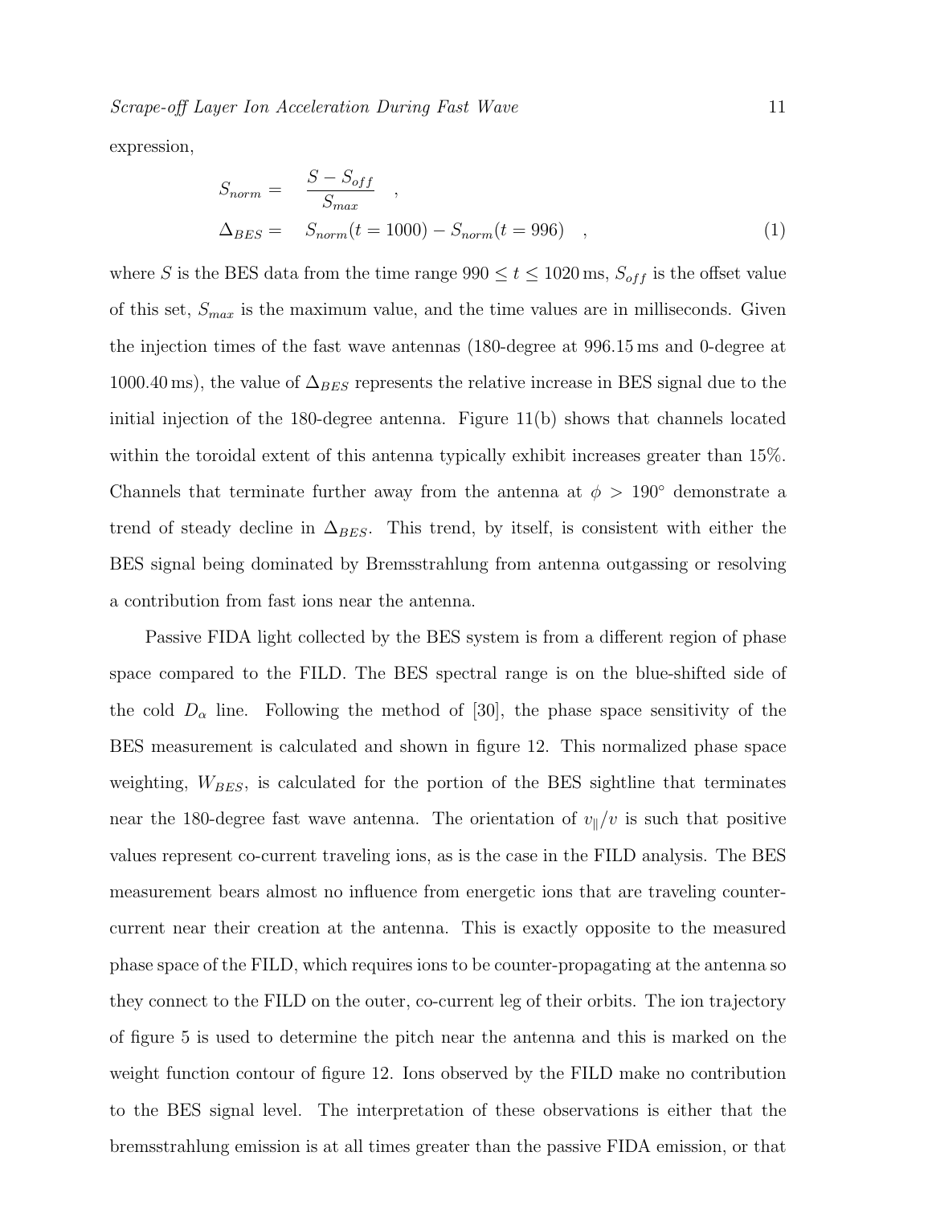expression,

$$
\begin{aligned}
S_{norm} = &\quad \frac{S - S_{off}}{S_{max}} \quad , \\
\Delta_{BES} = &\quad S_{norm}(t = 1000) - S_{norm}(t = 996) \quad ,
\end{aligned}
\tag{1}
$$

where $S$ is the BES data from the time range $990 \leq t \leq 1020\,\mathrm{ms}$, $S_{off}$ is the offset value of this set, $S_{max}$ is the maximum value, and the time values are in milliseconds. Given the injection times of the fast wave antennas (180-degree at 996.15 ms and 0-degree at 1000.40 ms), the value of $\Delta_{BES}$ represents the relative increase in BES signal due to the initial injection of the 180-degree antenna. Figure 11(b) shows that channels located within the toroidal extent of this antenna typically exhibit increases greater than 15%. Channels that terminate further away from the antenna at $\phi > 190°$ demonstrate a trend of steady decline in $\Delta_{BES}$. This trend, by itself, is consistent with either the BES signal being dominated by Bremsstrahlung from antenna outgassing or resolving a contribution from fast ions near the antenna.

Passive FIDA light collected by the BES system is from a different region of phase space compared to the FILD. The BES spectral range is on the blue-shifted side of the cold $D_\alpha$ line. Following the method of [30], the phase space sensitivity of the BES measurement is calculated and shown in figure 12. This normalized phase space weighting, $W_{BES}$, is calculated for the portion of the BES sightline that terminates near the 180-degree fast wave antenna. The orientation of $v_\parallel/v$ is such that positive values represent co-current traveling ions, as is the case in the FILD analysis. The BES measurement bears almost no influence from energetic ions that are traveling counter-current near their creation at the antenna. This is exactly opposite to the measured phase space of the FILD, which requires ions to be counter-propagating at the antenna so they connect to the FILD on the outer, co-current leg of their orbits. The ion trajectory of figure 5 is used to determine the pitch near the antenna and this is marked on the weight function contour of figure 12. Ions observed by the FILD make no contribution to the BES signal level. The interpretation of these observations is either that the bremsstrahlung emission is at all times greater than the passive FIDA emission, or that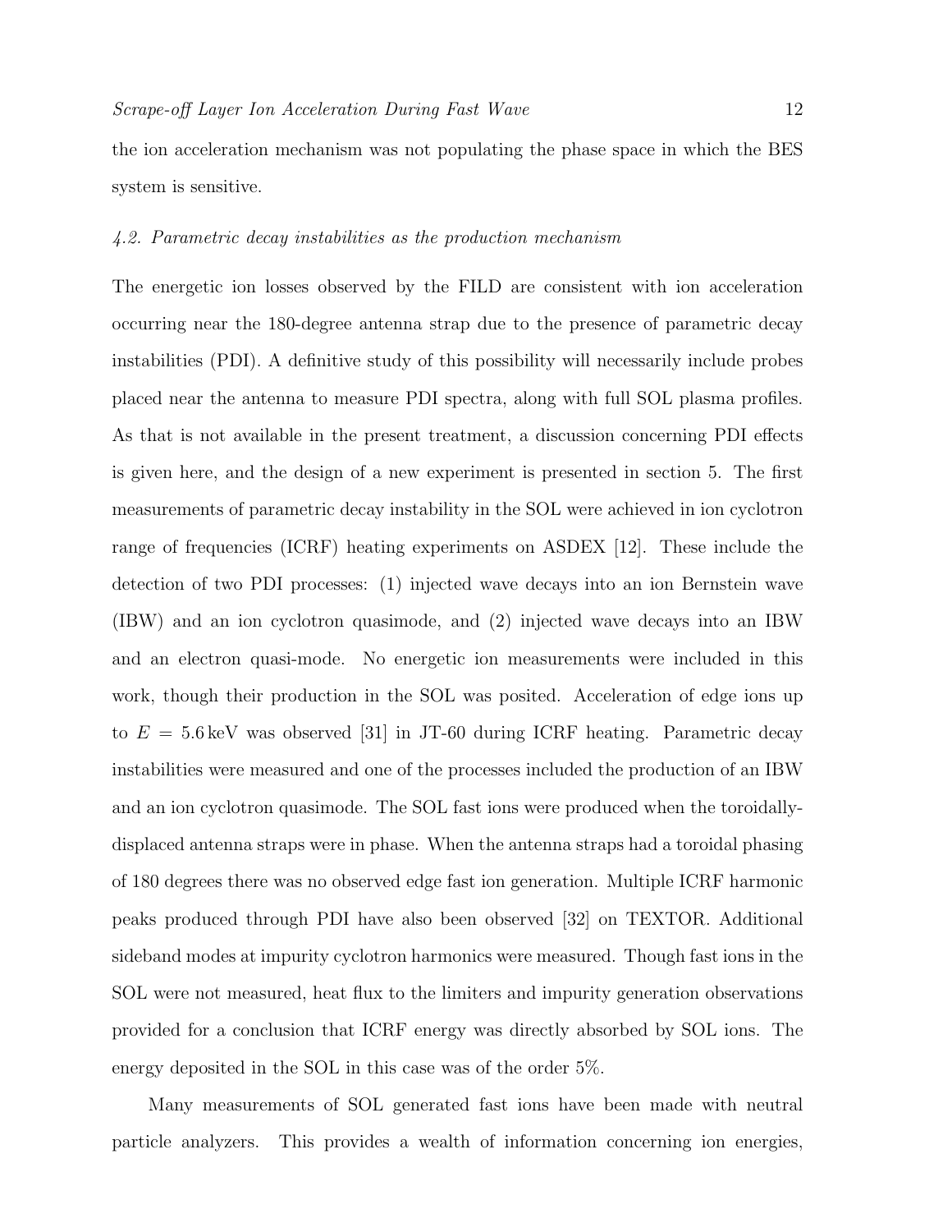the ion acceleration mechanism was not populating the phase space in which the BES system is sensitive.

### *4.2. Parametric decay instabilities as the production mechanism*

The energetic ion losses observed by the FILD are consistent with ion acceleration occurring near the 180-degree antenna strap due to the presence of parametric decay instabilities (PDI). A definitive study of this possibility will necessarily include probes placed near the antenna to measure PDI spectra, along with full SOL plasma profiles. As that is not available in the present treatment, a discussion concerning PDI effects is given here, and the design of a new experiment is presented in section 5. The first measurements of parametric decay instability in the SOL were achieved in ion cyclotron range of frequencies (ICRF) heating experiments on ASDEX [12]. These include the detection of two PDI processes: (1) injected wave decays into an ion Bernstein wave (IBW) and an ion cyclotron quasimode, and (2) injected wave decays into an IBW and an electron quasi-mode. No energetic ion measurements were included in this work, though their production in the SOL was posited. Acceleration of edge ions up to $E = 5.6\,\mathrm{keV}$ was observed [31] in JT-60 during ICRF heating. Parametric decay instabilities were measured and one of the processes included the production of an IBW and an ion cyclotron quasimode. The SOL fast ions were produced when the toroidally-displaced antenna straps were in phase. When the antenna straps had a toroidal phasing of 180 degrees there was no observed edge fast ion generation. Multiple ICRF harmonic peaks produced through PDI have also been observed [32] on TEXTOR. Additional sideband modes at impurity cyclotron harmonics were measured. Though fast ions in the SOL were not measured, heat flux to the limiters and impurity generation observations provided for a conclusion that ICRF energy was directly absorbed by SOL ions. The energy deposited in the SOL in this case was of the order 5%.

Many measurements of SOL generated fast ions have been made with neutral particle analyzers. This provides a wealth of information concerning ion energies,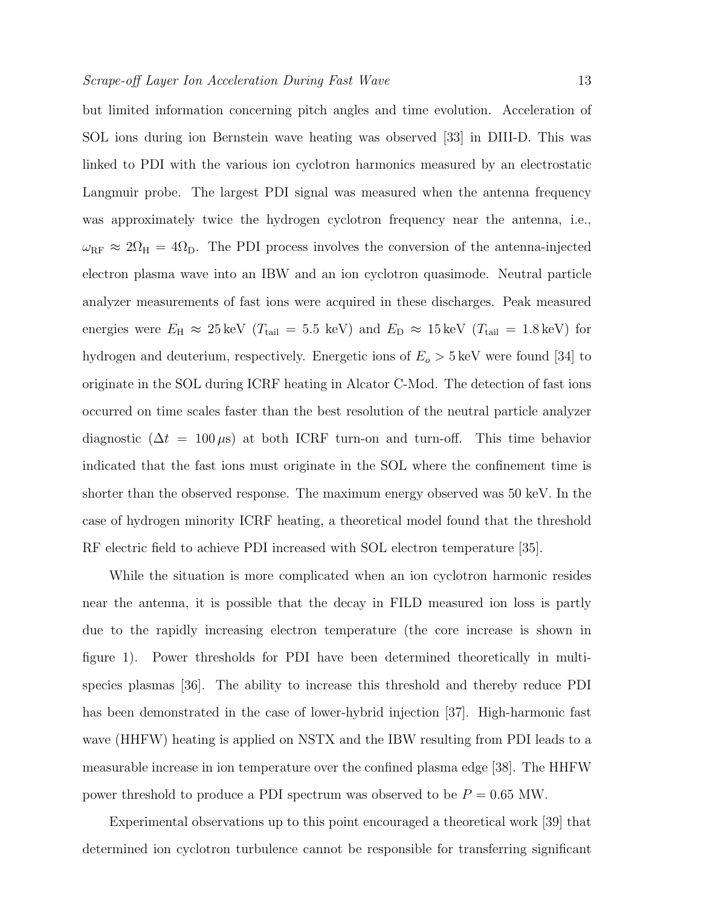but limited information concerning pitch angles and time evolution. Acceleration of SOL ions during ion Bernstein wave heating was observed [33] in DIII-D. This was linked to PDI with the various ion cyclotron harmonics measured by an electrostatic Langmuir probe. The largest PDI signal was measured when the antenna frequency was approximately twice the hydrogen cyclotron frequency near the antenna, i.e., $\omega_{\mathrm{RF}} \approx 2\Omega_{\mathrm{H}} = 4\Omega_{\mathrm{D}}$. The PDI process involves the conversion of the antenna-injected electron plasma wave into an IBW and an ion cyclotron quasimode. Neutral particle analyzer measurements of fast ions were acquired in these discharges. Peak measured energies were $E_{\mathrm{H}} \approx 25\,\mathrm{keV}$ ($T_{\mathrm{tail}} = 5.5$ keV) and $E_{\mathrm{D}} \approx 15\,\mathrm{keV}$ ($T_{\mathrm{tail}} = 1.8\,\mathrm{keV}$) for hydrogen and deuterium, respectively. Energetic ions of $E_o > 5\,\mathrm{keV}$ were found [34] to originate in the SOL during ICRF heating in Alcator C-Mod. The detection of fast ions occurred on time scales faster than the best resolution of the neutral particle analyzer diagnostic ($\Delta t = 100\,\mu\mathrm{s}$) at both ICRF turn-on and turn-off. This time behavior indicated that the fast ions must originate in the SOL where the confinement time is shorter than the observed response. The maximum energy observed was 50 keV. In the case of hydrogen minority ICRF heating, a theoretical model found that the threshold RF electric field to achieve PDI increased with SOL electron temperature [35].

While the situation is more complicated when an ion cyclotron harmonic resides near the antenna, it is possible that the decay in FILD measured ion loss is partly due to the rapidly increasing electron temperature (the core increase is shown in figure 1). Power thresholds for PDI have been determined theoretically in multi-species plasmas [36]. The ability to increase this threshold and thereby reduce PDI has been demonstrated in the case of lower-hybrid injection [37]. High-harmonic fast wave (HHFW) heating is applied on NSTX and the IBW resulting from PDI leads to a measurable increase in ion temperature over the confined plasma edge [38]. The HHFW power threshold to produce a PDI spectrum was observed to be $P = 0.65$ MW.

Experimental observations up to this point encouraged a theoretical work [39] that determined ion cyclotron turbulence cannot be responsible for transferring significant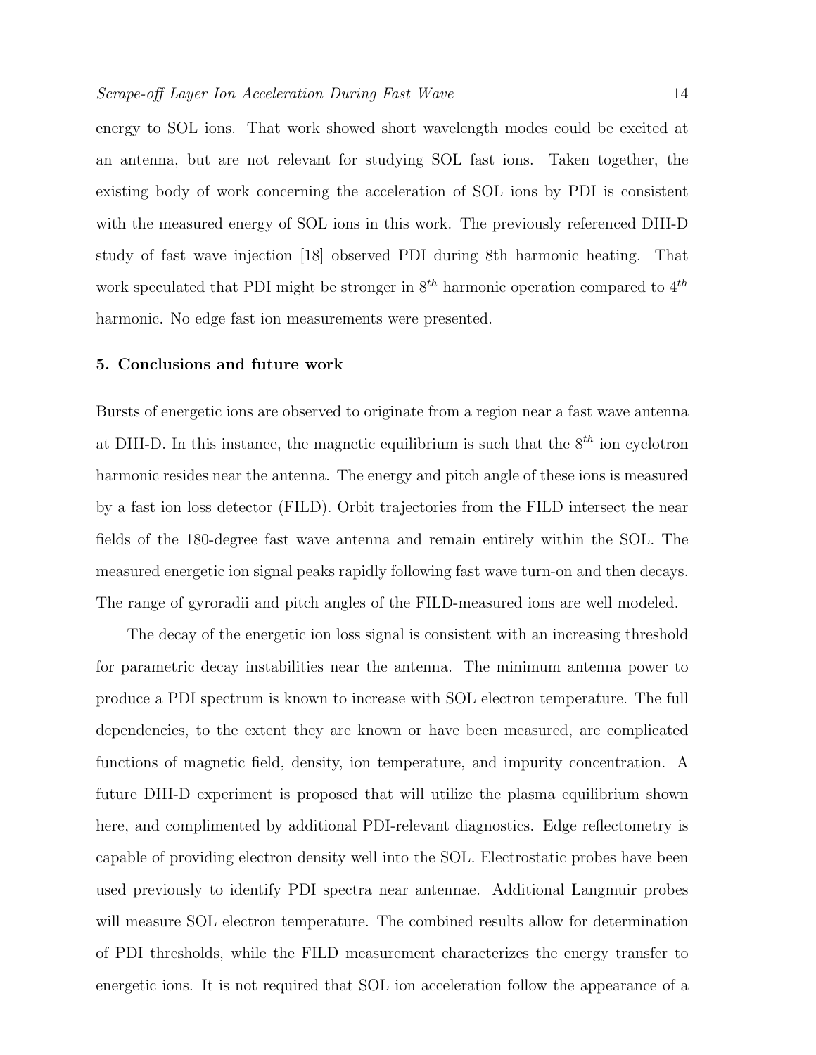energy to SOL ions. That work showed short wavelength modes could be excited at an antenna, but are not relevant for studying SOL fast ions. Taken together, the existing body of work concerning the acceleration of SOL ions by PDI is consistent with the measured energy of SOL ions in this work. The previously referenced DIII-D study of fast wave injection [18] observed PDI during 8th harmonic heating. That work speculated that PDI might be stronger in $8^{th}$ harmonic operation compared to $4^{th}$ harmonic. No edge fast ion measurements were presented.

## 5. Conclusions and future work

Bursts of energetic ions are observed to originate from a region near a fast wave antenna at DIII-D. In this instance, the magnetic equilibrium is such that the $8^{th}$ ion cyclotron harmonic resides near the antenna. The energy and pitch angle of these ions is measured by a fast ion loss detector (FILD). Orbit trajectories from the FILD intersect the near fields of the 180-degree fast wave antenna and remain entirely within the SOL. The measured energetic ion signal peaks rapidly following fast wave turn-on and then decays. The range of gyroradii and pitch angles of the FILD-measured ions are well modeled.

The decay of the energetic ion loss signal is consistent with an increasing threshold for parametric decay instabilities near the antenna. The minimum antenna power to produce a PDI spectrum is known to increase with SOL electron temperature. The full dependencies, to the extent they are known or have been measured, are complicated functions of magnetic field, density, ion temperature, and impurity concentration. A future DIII-D experiment is proposed that will utilize the plasma equilibrium shown here, and complimented by additional PDI-relevant diagnostics. Edge reflectometry is capable of providing electron density well into the SOL. Electrostatic probes have been used previously to identify PDI spectra near antennae. Additional Langmuir probes will measure SOL electron temperature. The combined results allow for determination of PDI thresholds, while the FILD measurement characterizes the energy transfer to energetic ions. It is not required that SOL ion acceleration follow the appearance of a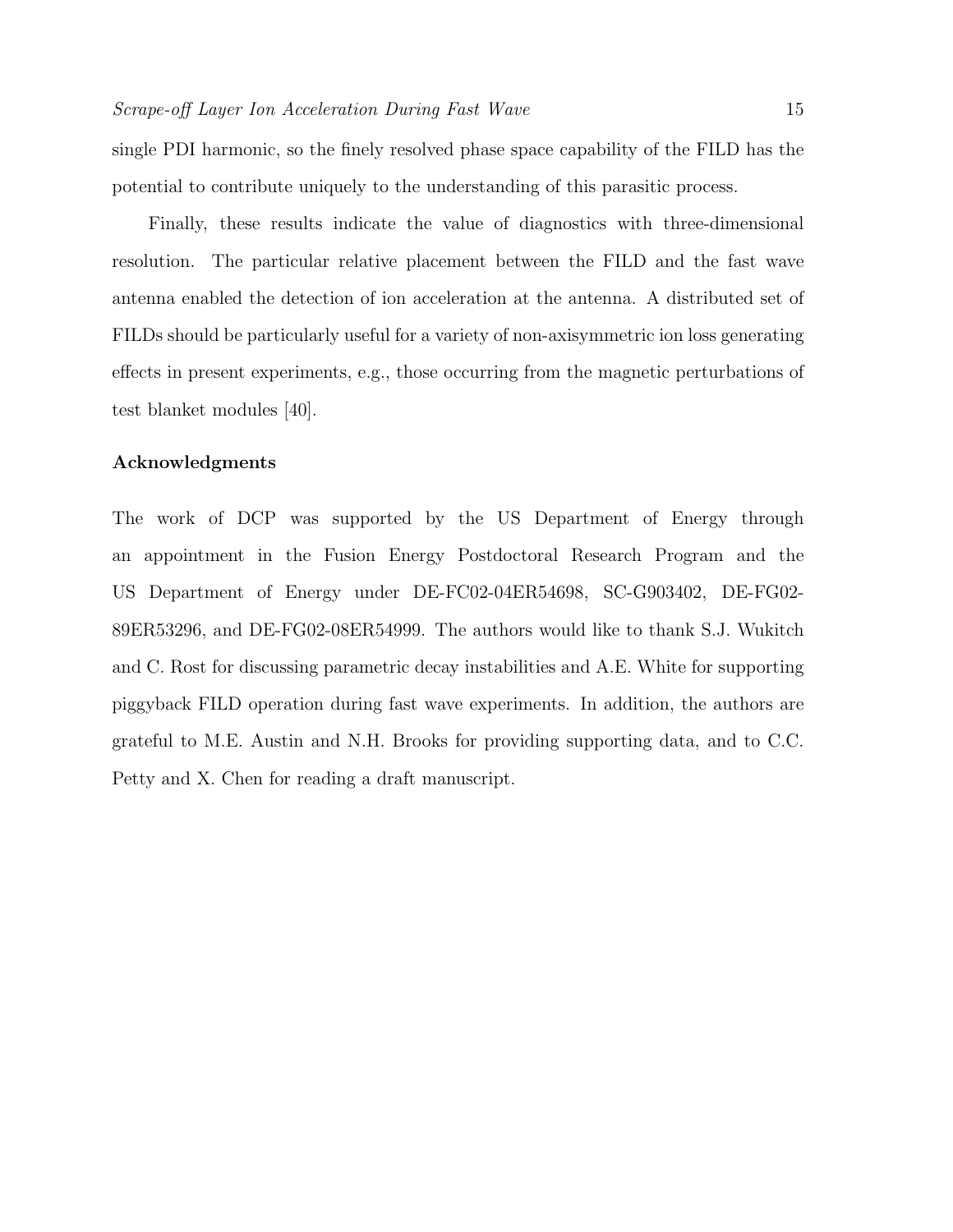single PDI harmonic, so the finely resolved phase space capability of the FILD has the potential to contribute uniquely to the understanding of this parasitic process.

Finally, these results indicate the value of diagnostics with three-dimensional resolution. The particular relative placement between the FILD and the fast wave antenna enabled the detection of ion acceleration at the antenna. A distributed set of FILDs should be particularly useful for a variety of non-axisymmetric ion loss generating effects in present experiments, e.g., those occurring from the magnetic perturbations of test blanket modules [40].

## Acknowledgments

The work of DCP was supported by the US Department of Energy through an appointment in the Fusion Energy Postdoctoral Research Program and the US Department of Energy under DE-FC02-04ER54698, SC-G903402, DE-FG02-89ER53296, and DE-FG02-08ER54999. The authors would like to thank S.J. Wukitch and C. Rost for discussing parametric decay instabilities and A.E. White for supporting piggyback FILD operation during fast wave experiments. In addition, the authors are grateful to M.E. Austin and N.H. Brooks for providing supporting data, and to C.C. Petty and X. Chen for reading a draft manuscript.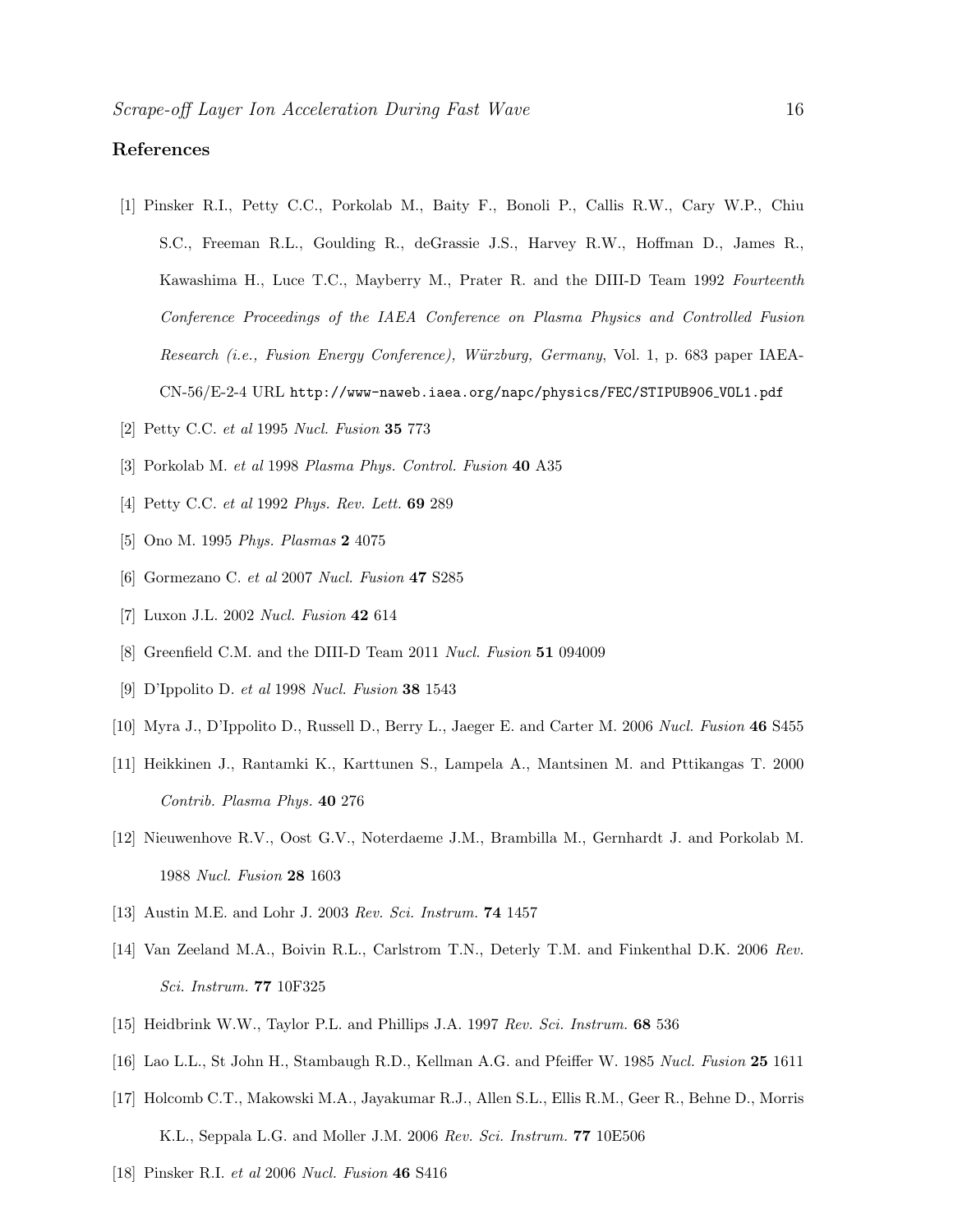## References

[1] Pinsker R.I., Petty C.C., Porkolab M., Baity F., Bonoli P., Callis R.W., Cary W.P., Chiu S.C., Freeman R.L., Goulding R., deGrassie J.S., Harvey R.W., Hoffman D., James R., Kawashima H., Luce T.C., Mayberry M., Prater R. and the DIII-D Team 1992 *Fourteenth Conference Proceedings of the IAEA Conference on Plasma Physics and Controlled Fusion Research (i.e., Fusion Energy Conference), Würzburg, Germany*, Vol. 1, p. 683 paper IAEA-CN-56/E-2-4 URL http://www-naweb.iaea.org/napc/physics/FEC/STIPUB906_VOL1.pdf

[2] Petty C.C. *et al* 1995 *Nucl. Fusion* **35** 773

[3] Porkolab M. *et al* 1998 *Plasma Phys. Control. Fusion* **40** A35

[4] Petty C.C. *et al* 1992 *Phys. Rev. Lett.* **69** 289

[5] Ono M. 1995 *Phys. Plasmas* **2** 4075

[6] Gormezano C. *et al* 2007 *Nucl. Fusion* **47** S285

[7] Luxon J.L. 2002 *Nucl. Fusion* **42** 614

[8] Greenfield C.M. and the DIII-D Team 2011 *Nucl. Fusion* **51** 094009

[9] D'Ippolito D. *et al* 1998 *Nucl. Fusion* **38** 1543

[10] Myra J., D'Ippolito D., Russell D., Berry L., Jaeger E. and Carter M. 2006 *Nucl. Fusion* **46** S455

[11] Heikkinen J., Rantamki K., Karttunen S., Lampela A., Mantsinen M. and Pttikangas T. 2000 *Contrib. Plasma Phys.* **40** 276

[12] Nieuwenhove R.V., Oost G.V., Noterdaeme J.M., Brambilla M., Gernhardt J. and Porkolab M. 1988 *Nucl. Fusion* **28** 1603

[13] Austin M.E. and Lohr J. 2003 *Rev. Sci. Instrum.* **74** 1457

[14] Van Zeeland M.A., Boivin R.L., Carlstrom T.N., Deterly T.M. and Finkenthal D.K. 2006 *Rev. Sci. Instrum.* **77** 10F325

[15] Heidbrink W.W., Taylor P.L. and Phillips J.A. 1997 *Rev. Sci. Instrum.* **68** 536

[16] Lao L.L., St John H., Stambaugh R.D., Kellman A.G. and Pfeiffer W. 1985 *Nucl. Fusion* **25** 1611

[17] Holcomb C.T., Makowski M.A., Jayakumar R.J., Allen S.L., Ellis R.M., Geer R., Behne D., Morris K.L., Seppala L.G. and Moller J.M. 2006 *Rev. Sci. Instrum.* **77** 10E506

[18] Pinsker R.I. *et al* 2006 *Nucl. Fusion* **46** S416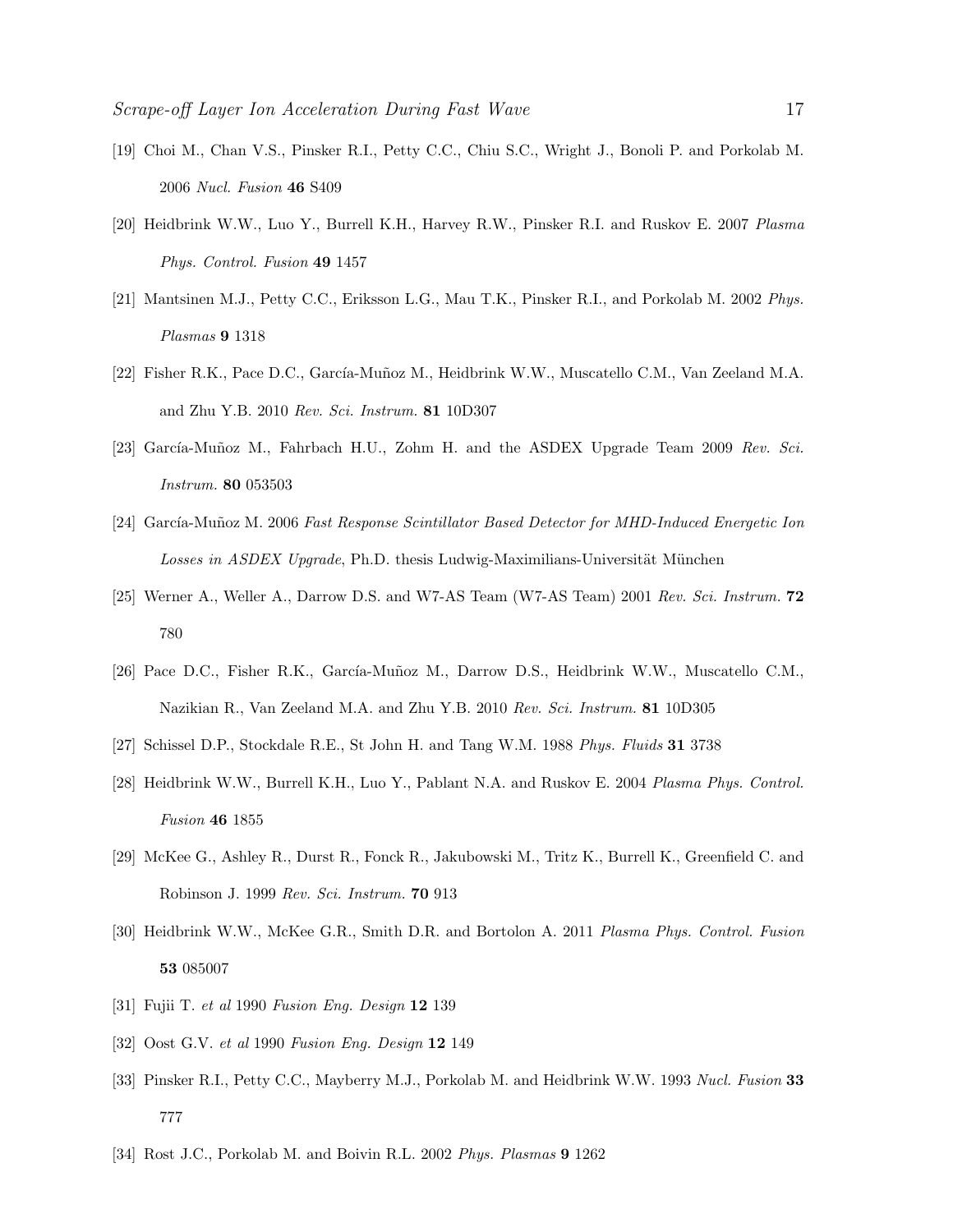[19] Choi M., Chan V.S., Pinsker R.I., Petty C.C., Chiu S.C., Wright J., Bonoli P. and Porkolab M. 2006 *Nucl. Fusion* **46** S409

[20] Heidbrink W.W., Luo Y., Burrell K.H., Harvey R.W., Pinsker R.I. and Ruskov E. 2007 *Plasma Phys. Control. Fusion* **49** 1457

[21] Mantsinen M.J., Petty C.C., Eriksson L.G., Mau T.K., Pinsker R.I., and Porkolab M. 2002 *Phys. Plasmas* **9** 1318

[22] Fisher R.K., Pace D.C., García-Muñoz M., Heidbrink W.W., Muscatello C.M., Van Zeeland M.A. and Zhu Y.B. 2010 *Rev. Sci. Instrum.* **81** 10D307

[23] García-Muñoz M., Fahrbach H.U., Zohm H. and the ASDEX Upgrade Team 2009 *Rev. Sci. Instrum.* **80** 053503

[24] García-Muñoz M. 2006 *Fast Response Scintillator Based Detector for MHD-Induced Energetic Ion Losses in ASDEX Upgrade*, Ph.D. thesis Ludwig-Maximilians-Universität München

[25] Werner A., Weller A., Darrow D.S. and W7-AS Team (W7-AS Team) 2001 *Rev. Sci. Instrum.* **72** 780

[26] Pace D.C., Fisher R.K., García-Muñoz M., Darrow D.S., Heidbrink W.W., Muscatello C.M., Nazikian R., Van Zeeland M.A. and Zhu Y.B. 2010 *Rev. Sci. Instrum.* **81** 10D305

[27] Schissel D.P., Stockdale R.E., St John H. and Tang W.M. 1988 *Phys. Fluids* **31** 3738

[28] Heidbrink W.W., Burrell K.H., Luo Y., Pablant N.A. and Ruskov E. 2004 *Plasma Phys. Control. Fusion* **46** 1855

[29] McKee G., Ashley R., Durst R., Fonck R., Jakubowski M., Tritz K., Burrell K., Greenfield C. and Robinson J. 1999 *Rev. Sci. Instrum.* **70** 913

[30] Heidbrink W.W., McKee G.R., Smith D.R. and Bortolon A. 2011 *Plasma Phys. Control. Fusion* **53** 085007

[31] Fujii T. *et al* 1990 *Fusion Eng. Design* **12** 139

[32] Oost G.V. *et al* 1990 *Fusion Eng. Design* **12** 149

[33] Pinsker R.I., Petty C.C., Mayberry M.J., Porkolab M. and Heidbrink W.W. 1993 *Nucl. Fusion* **33** 777

[34] Rost J.C., Porkolab M. and Boivin R.L. 2002 *Phys. Plasmas* **9** 1262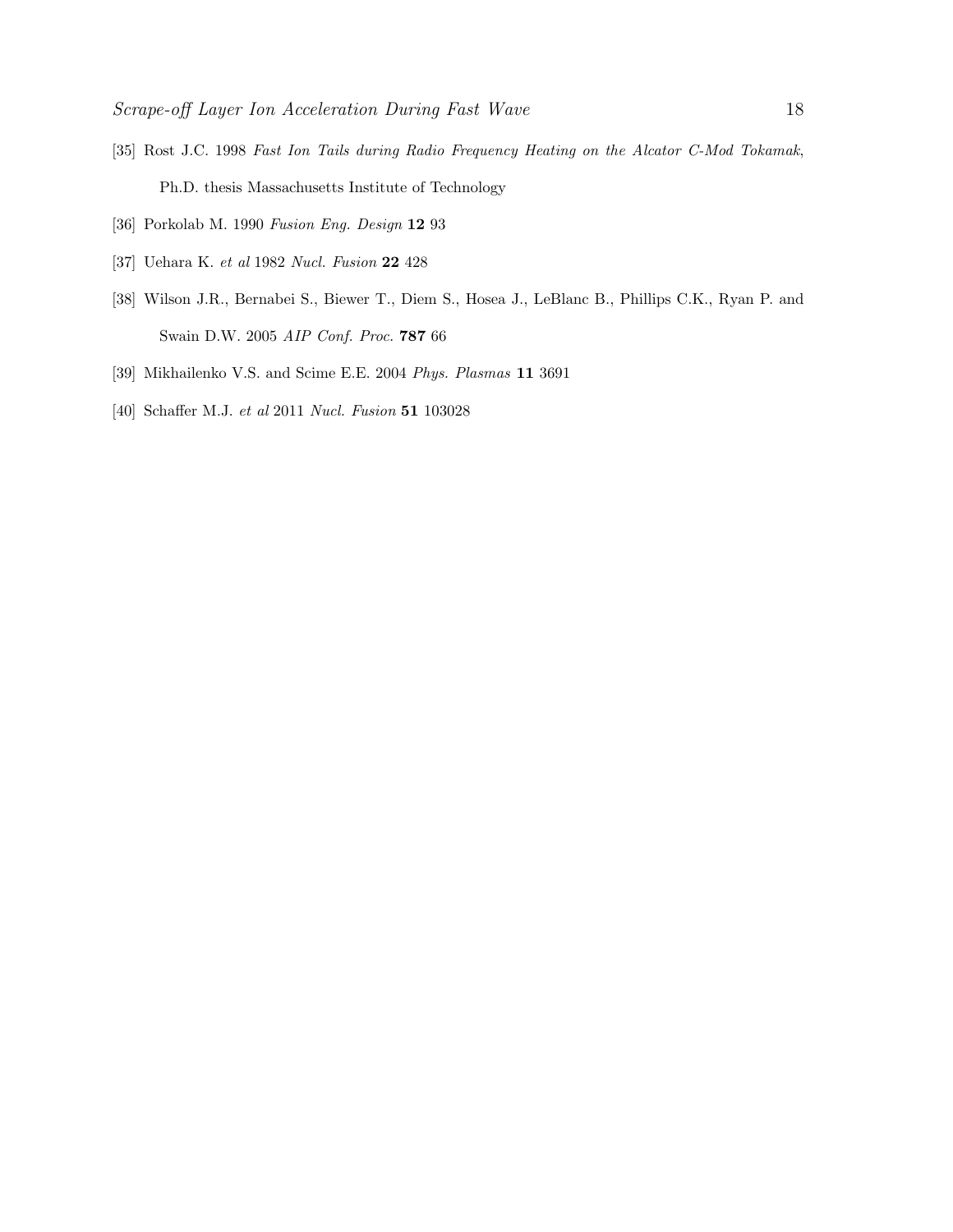[35] Rost J.C. 1998 *Fast Ion Tails during Radio Frequency Heating on the Alcator C-Mod Tokamak*, Ph.D. thesis Massachusetts Institute of Technology

[36] Porkolab M. 1990 *Fusion Eng. Design* **12** 93

[37] Uehara K. *et al* 1982 *Nucl. Fusion* **22** 428

[38] Wilson J.R., Bernabei S., Biewer T., Diem S., Hosea J., LeBlanc B., Phillips C.K., Ryan P. and Swain D.W. 2005 *AIP Conf. Proc.* **787** 66

[39] Mikhailenko V.S. and Scime E.E. 2004 *Phys. Plasmas* **11** 3691

[40] Schaffer M.J. *et al* 2011 *Nucl. Fusion* **51** 103028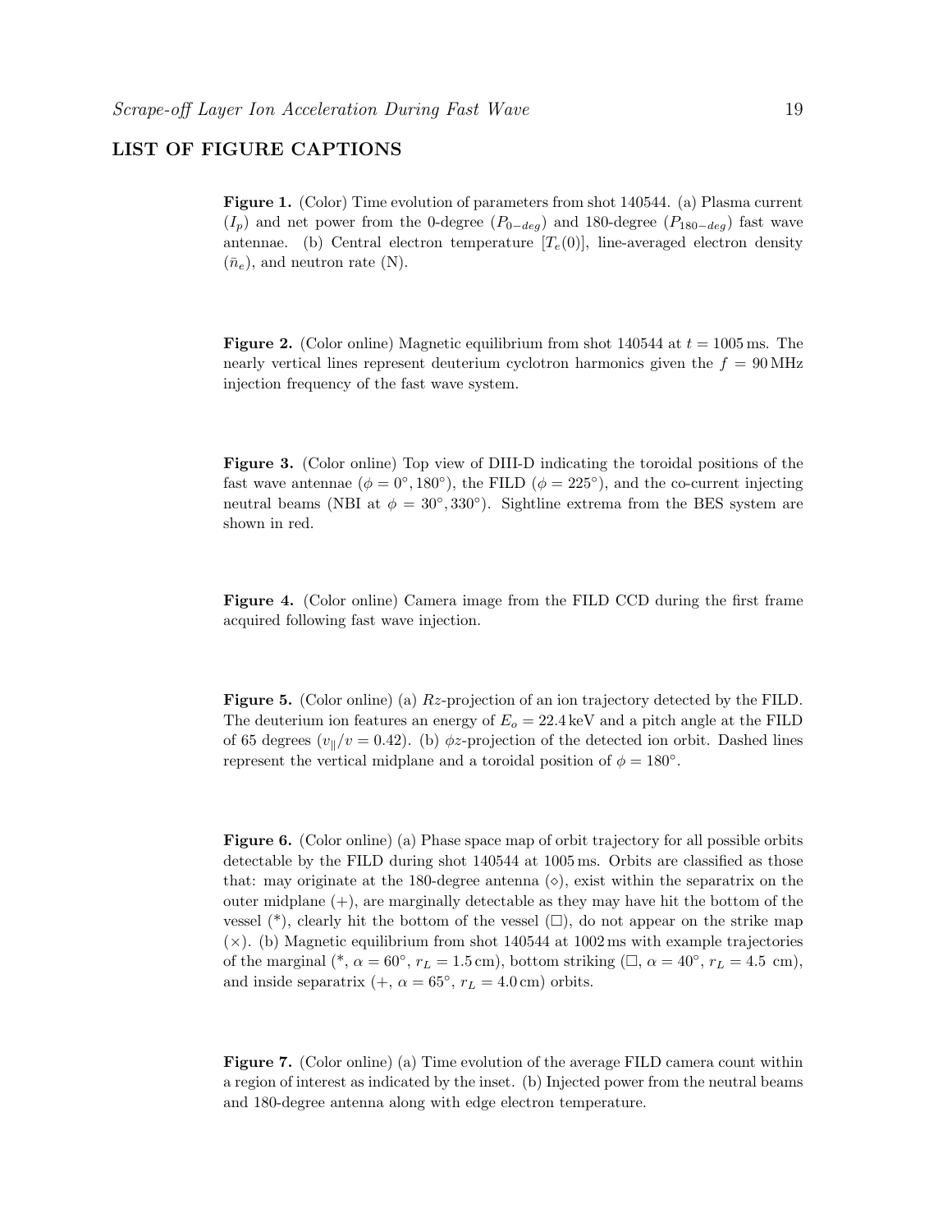## LIST OF FIGURE CAPTIONS

**Figure 1.** (Color) Time evolution of parameters from shot 140544. (a) Plasma current ($I_p$) and net power from the 0-degree ($P_{0-deg}$) and 180-degree ($P_{180-deg}$) fast wave antennae. (b) Central electron temperature [$T_e(0)$], line-averaged electron density ($\bar{n}_e$), and neutron rate (N).

**Figure 2.** (Color online) Magnetic equilibrium from shot 140544 at $t = 1005$ ms. The nearly vertical lines represent deuterium cyclotron harmonics given the $f = 90$ MHz injection frequency of the fast wave system.

**Figure 3.** (Color online) Top view of DIII-D indicating the toroidal positions of the fast wave antennae ($\phi = 0°, 180°$), the FILD ($\phi = 225°$), and the co-current injecting neutral beams (NBI at $\phi = 30°, 330°$). Sightline extrema from the BES system are shown in red.

**Figure 4.** (Color online) Camera image from the FILD CCD during the first frame acquired following fast wave injection.

**Figure 5.** (Color online) (a) $Rz$-projection of an ion trajectory detected by the FILD. The deuterium ion features an energy of $E_o = 22.4$ keV and a pitch angle at the FILD of 65 degrees ($v_{\parallel}/v = 0.42$). (b) $\phi z$-projection of the detected ion orbit. Dashed lines represent the vertical midplane and a toroidal position of $\phi = 180°$.

**Figure 6.** (Color online) (a) Phase space map of orbit trajectory for all possible orbits detectable by the FILD during shot 140544 at 1005 ms. Orbits are classified as those that: may originate at the 180-degree antenna ($\diamond$), exist within the separatrix on the outer midplane (+), are marginally detectable as they may have hit the bottom of the vessel (*), clearly hit the bottom of the vessel ($\square$), do not appear on the strike map ($\times$). (b) Magnetic equilibrium from shot 140544 at 1002 ms with example trajectories of the marginal (*, $\alpha = 60°$, $r_L = 1.5$ cm), bottom striking ($\square$, $\alpha = 40°$, $r_L = 4.5$ cm), and inside separatrix (+, $\alpha = 65°$, $r_L = 4.0$ cm) orbits.

**Figure 7.** (Color online) (a) Time evolution of the average FILD camera count within a region of interest as indicated by the inset. (b) Injected power from the neutral beams and 180-degree antenna along with edge electron temperature.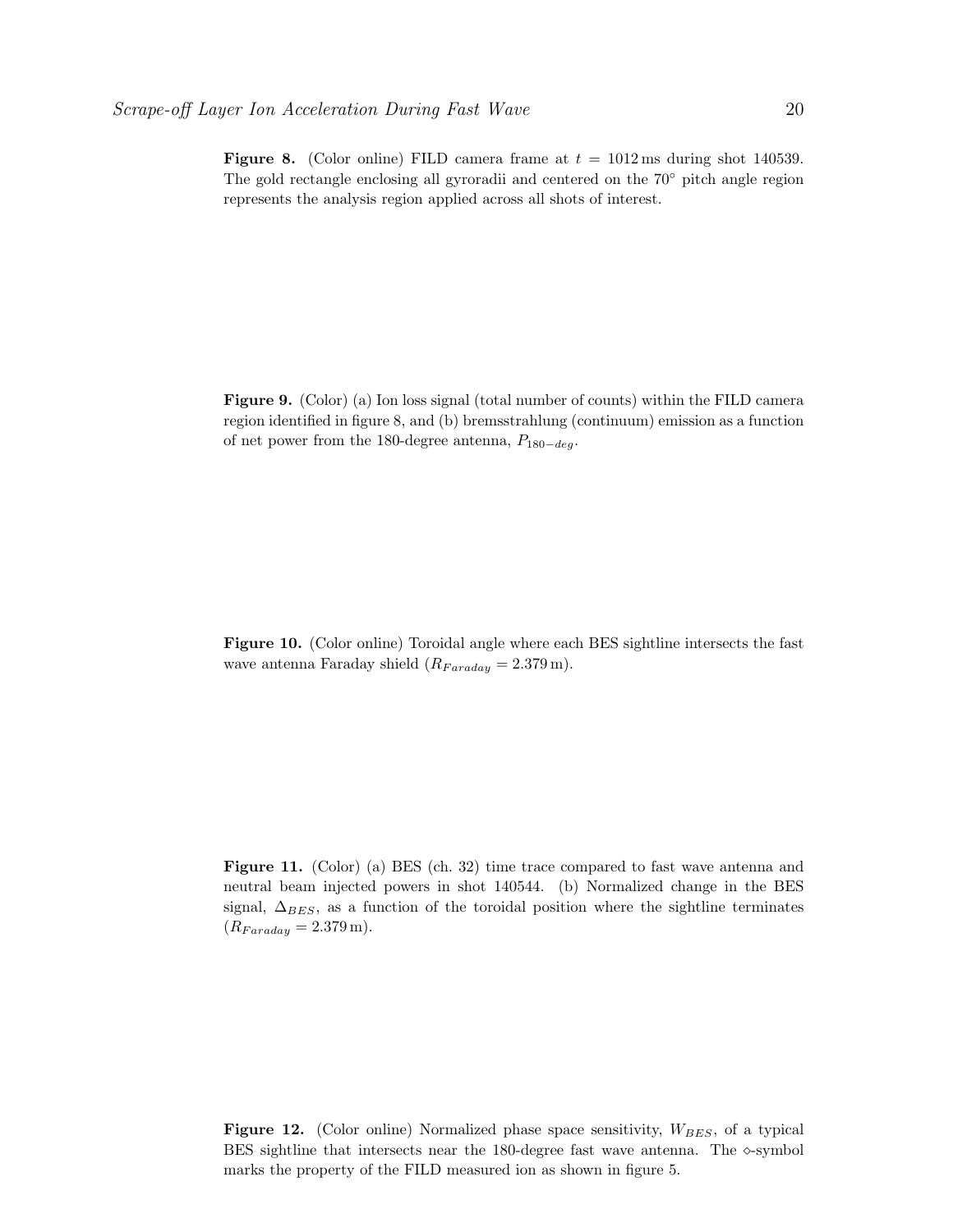**Figure 8.** (Color online) FILD camera frame at $t = 1012\,\mathrm{ms}$ during shot 140539. The gold rectangle enclosing all gyroradii and centered on the 70° pitch angle region represents the analysis region applied across all shots of interest.

**Figure 9.** (Color) (a) Ion loss signal (total number of counts) within the FILD camera region identified in figure 8, and (b) bremsstrahlung (continuum) emission as a function of net power from the 180-degree antenna, $P_{180-deg}$.

**Figure 10.** (Color online) Toroidal angle where each BES sightline intersects the fast wave antenna Faraday shield ($R_{Faraday} = 2.379\,\mathrm{m}$).

**Figure 11.** (Color) (a) BES (ch. 32) time trace compared to fast wave antenna and neutral beam injected powers in shot 140544. (b) Normalized change in the BES signal, $\Delta_{BES}$, as a function of the toroidal position where the sightline terminates ($R_{Faraday} = 2.379\,\mathrm{m}$).

**Figure 12.** (Color online) Normalized phase space sensitivity, $W_{BES}$, of a typical BES sightline that intersects near the 180-degree fast wave antenna. The $\diamond$-symbol marks the property of the FILD measured ion as shown in figure 5.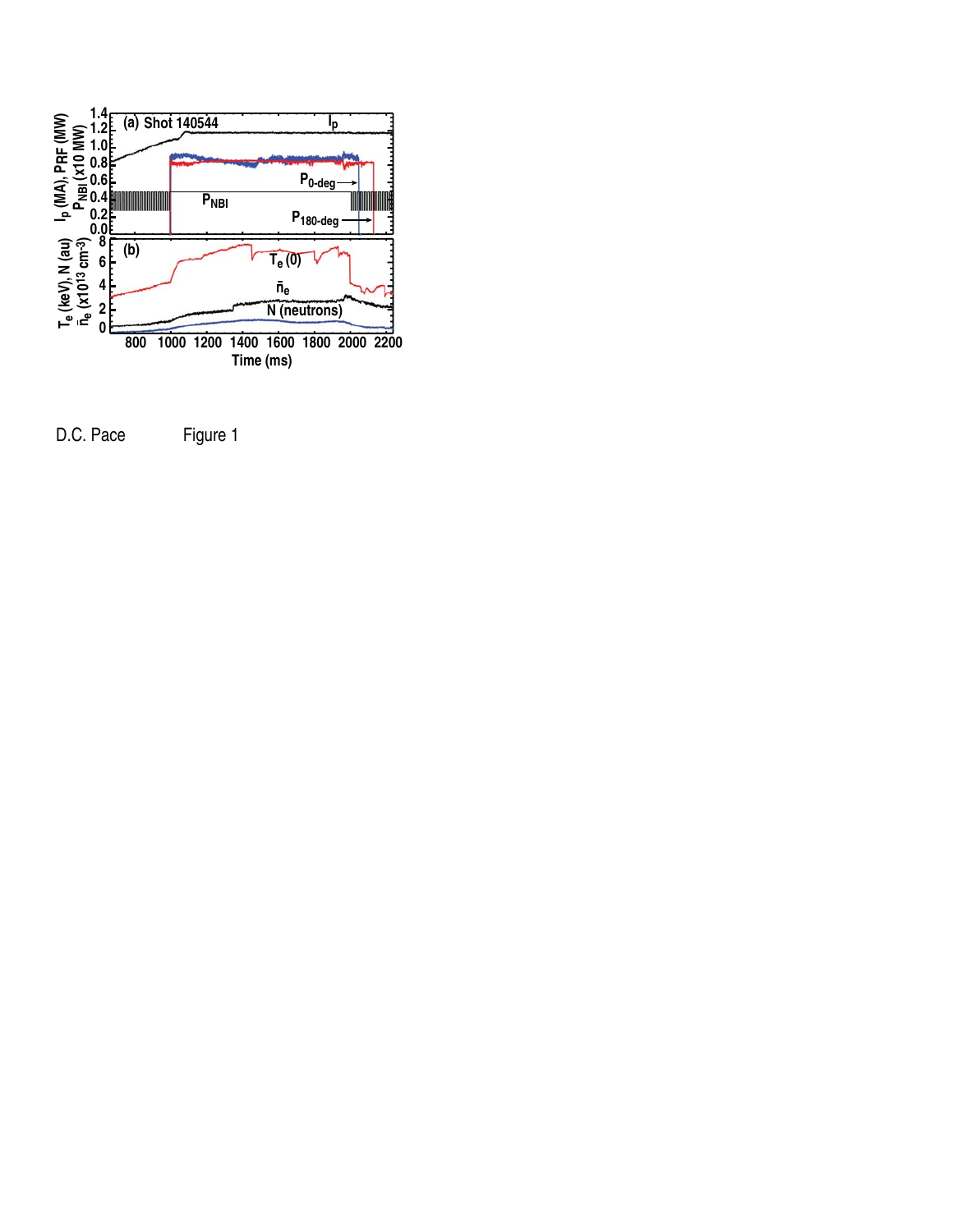D.C. Pace Figure 1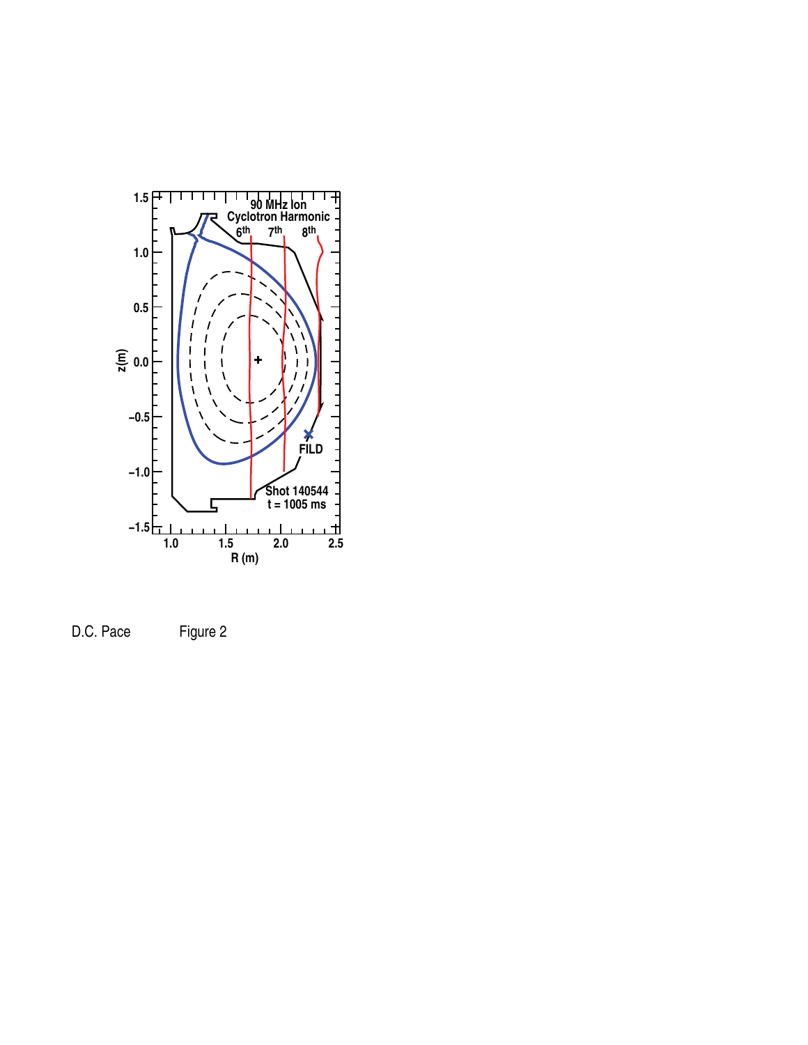D.C. Pace Figure 2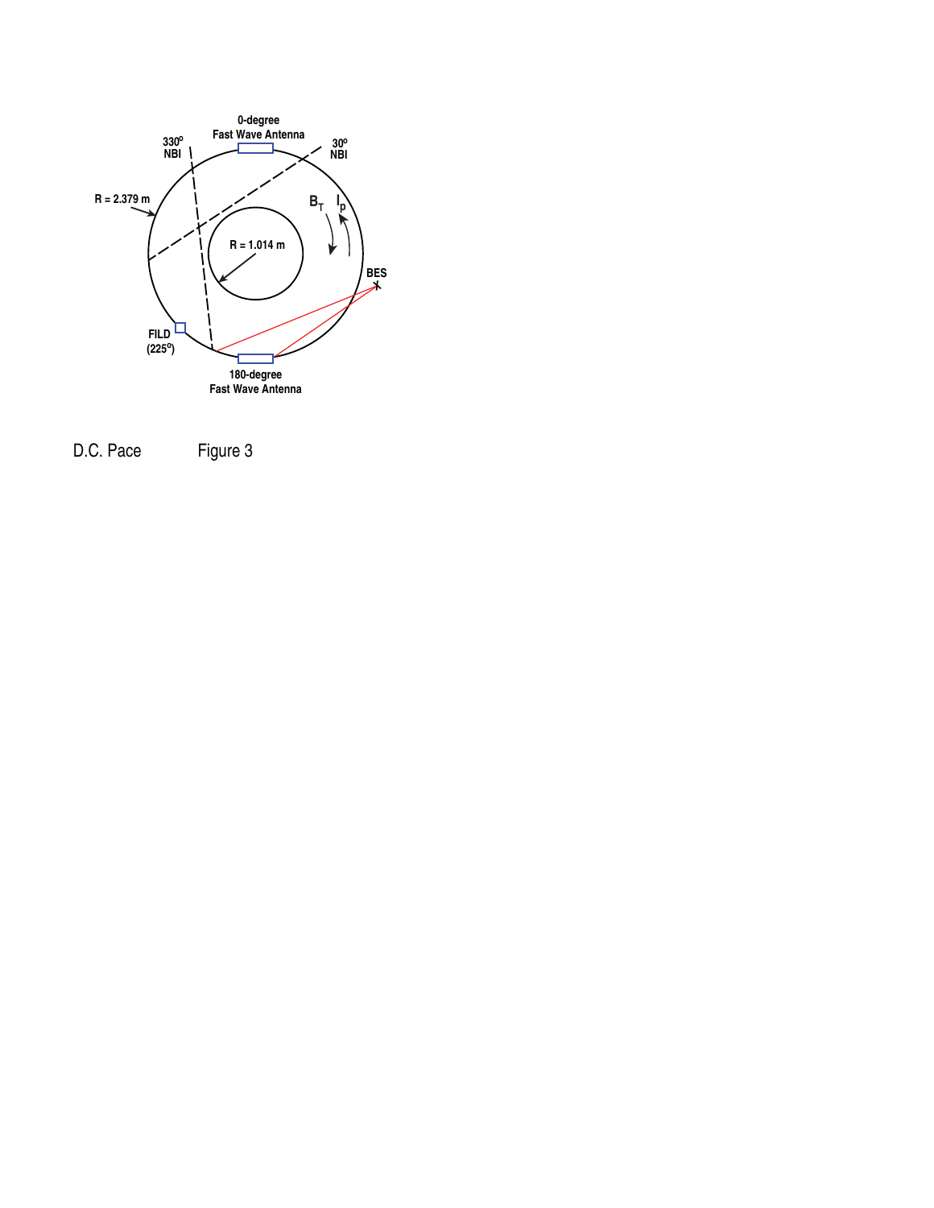0-degree
Fast Wave Antenna

330° NBI

30° NBI

R = 2.379 m

$B_T$

$I_p$

R = 1.014 m

BES

FILD
(225°)

180-degree
Fast Wave Antenna

D.C. Pace Figure 3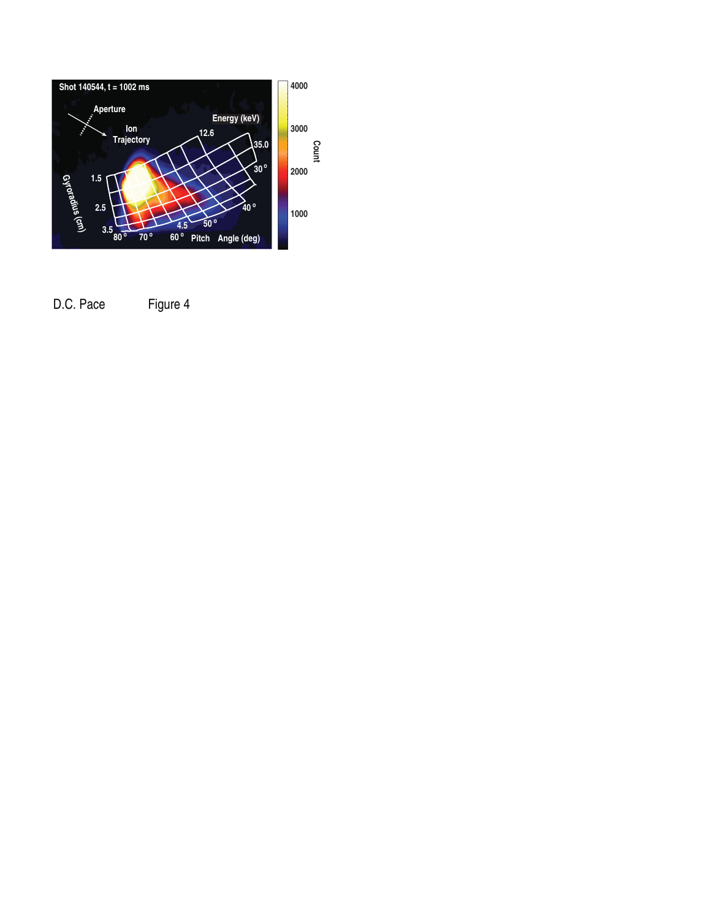D.C. Pace Figure 4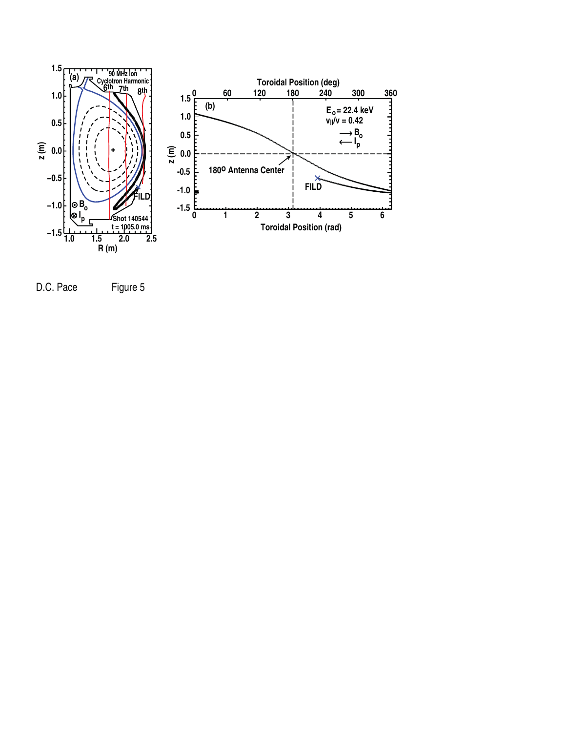D.C. Pace Figure 5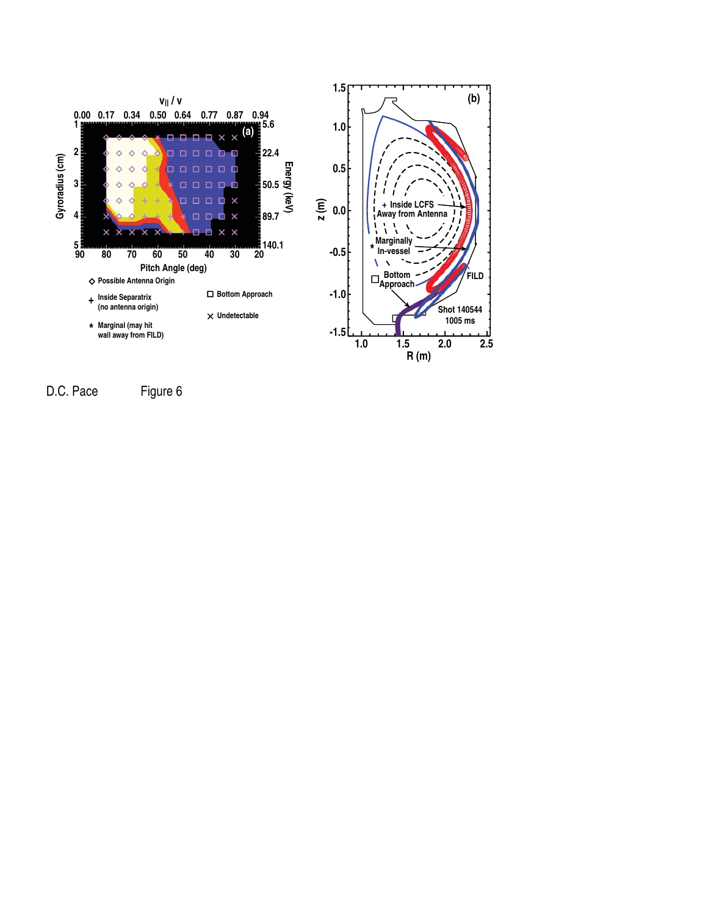D.C. Pace Figure 6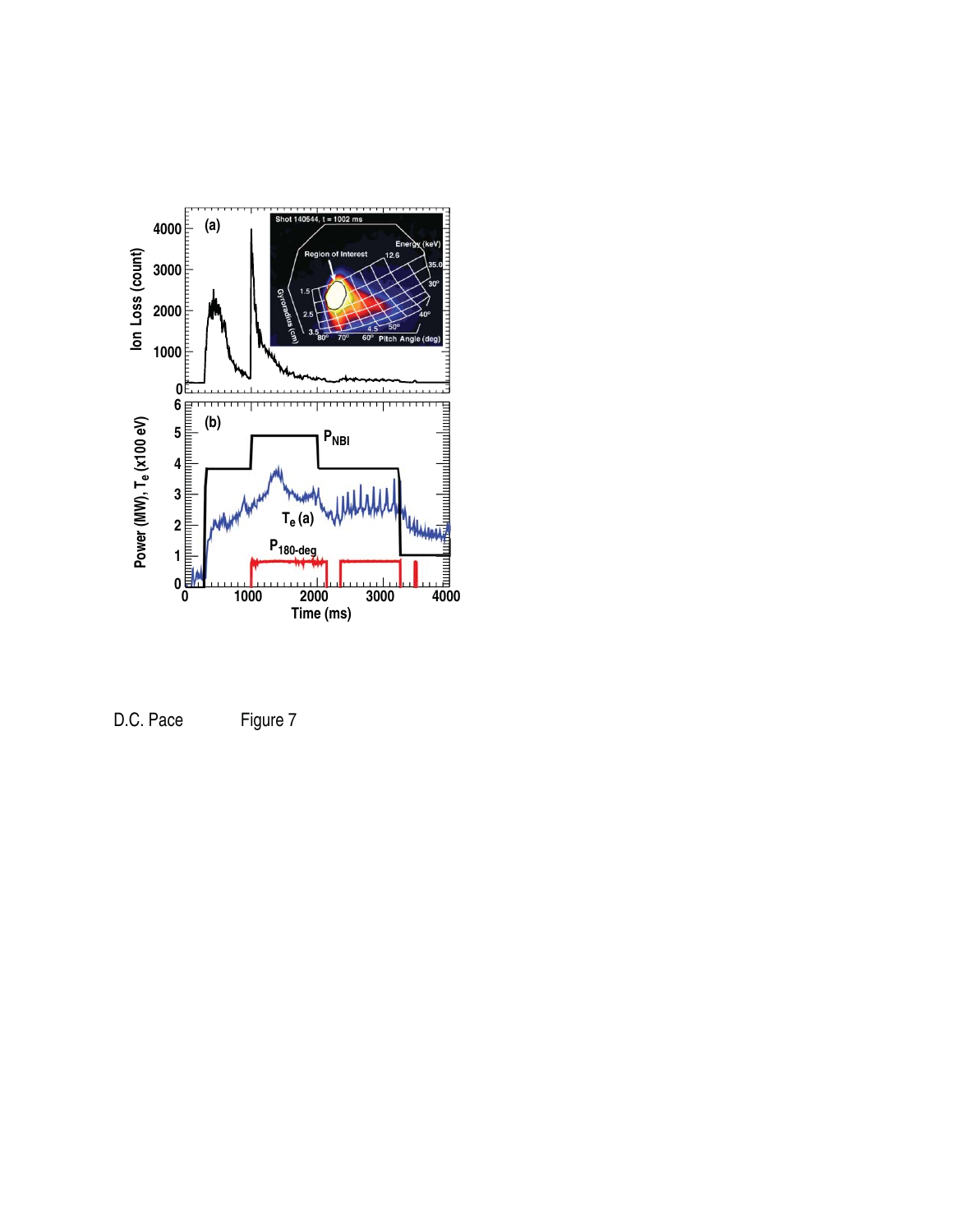D.C. Pace Figure 7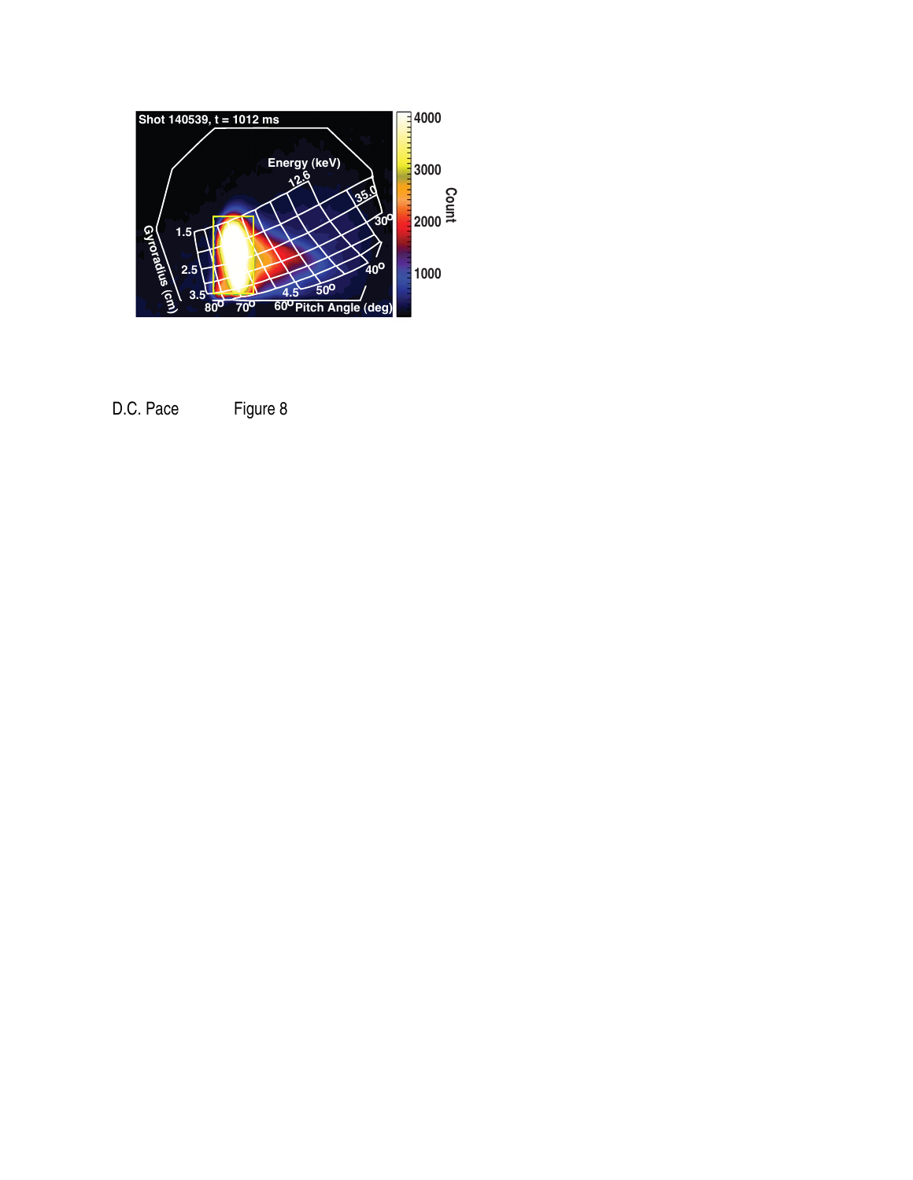D.C. Pace Figure 8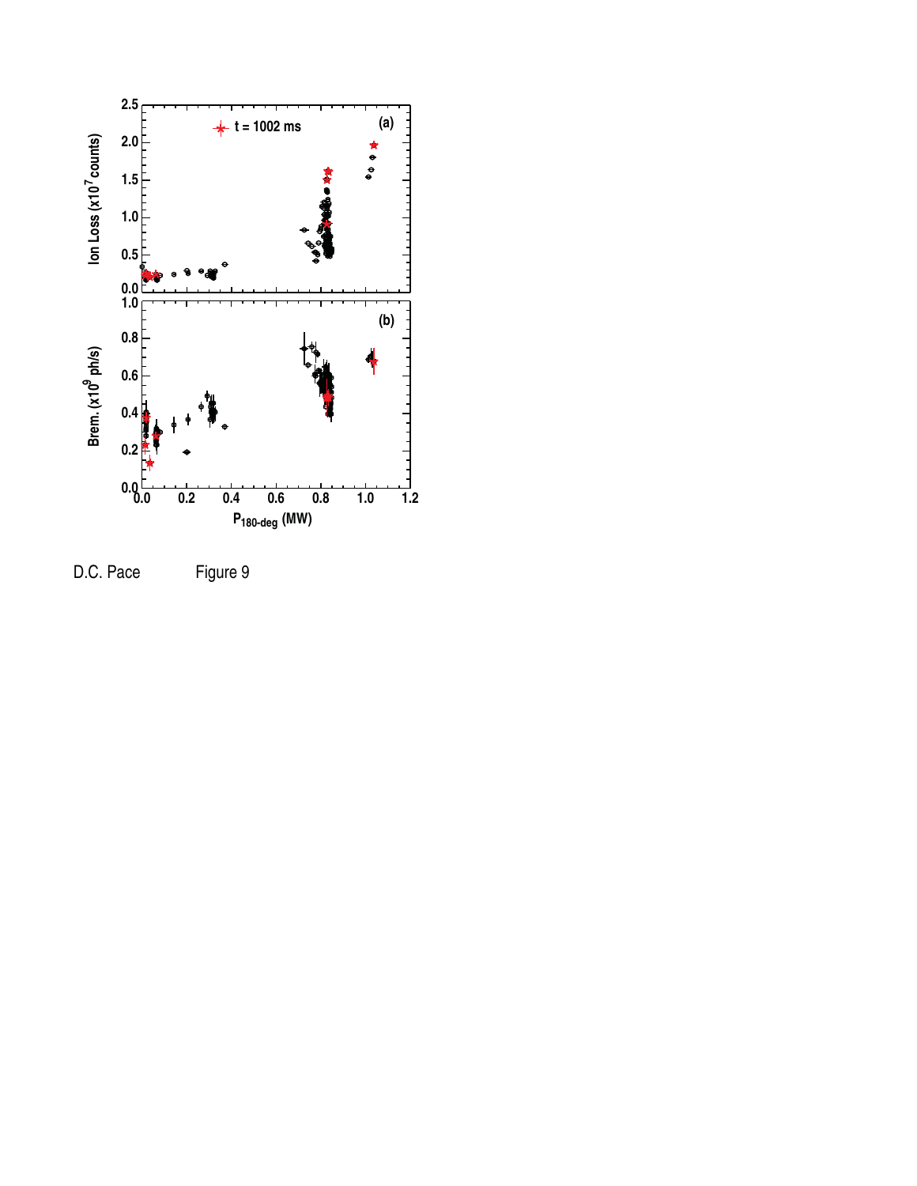D.C. Pace Figure 9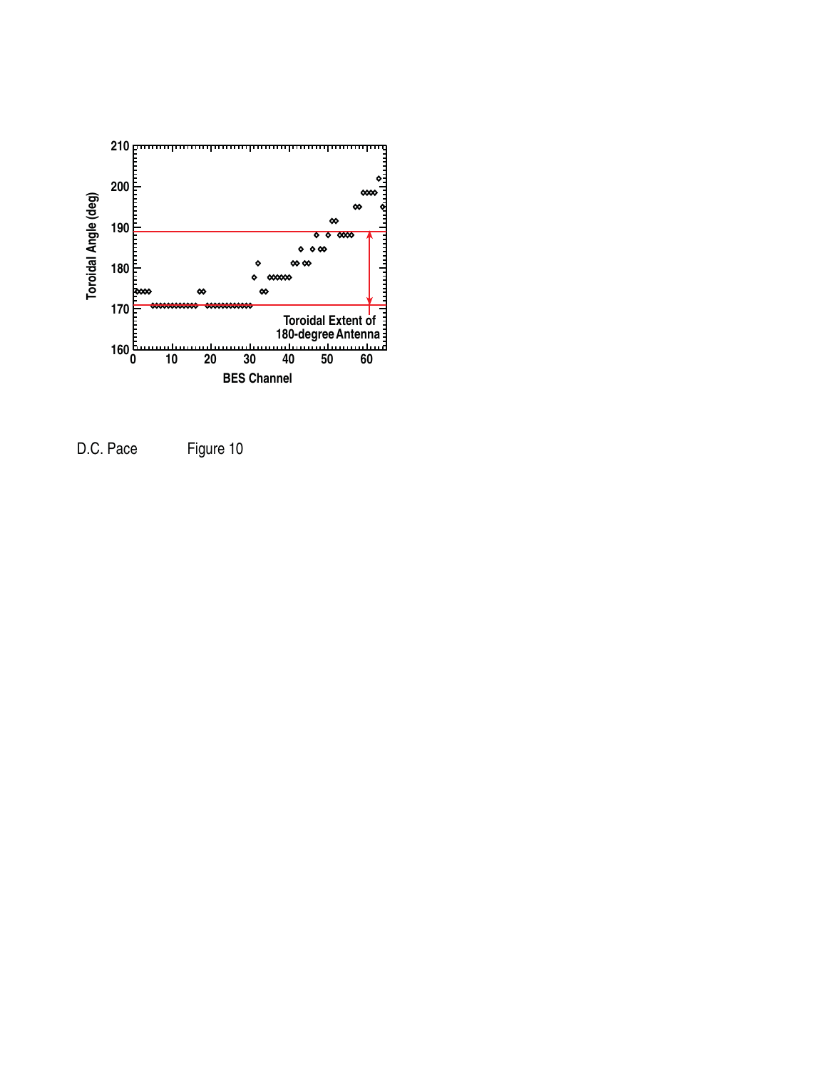D.C. Pace Figure 10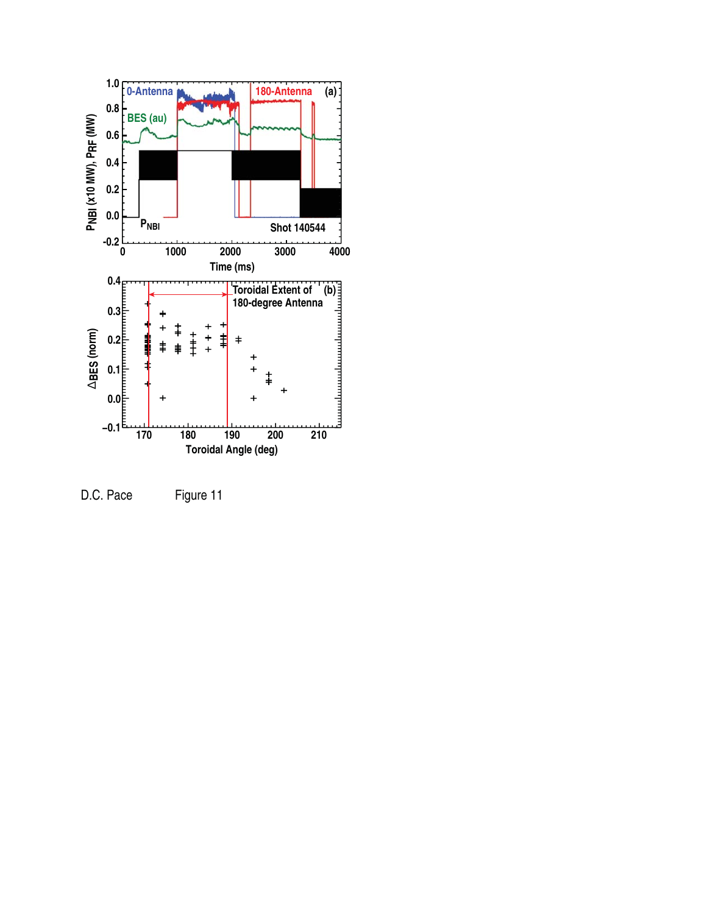D.C. Pace Figure 11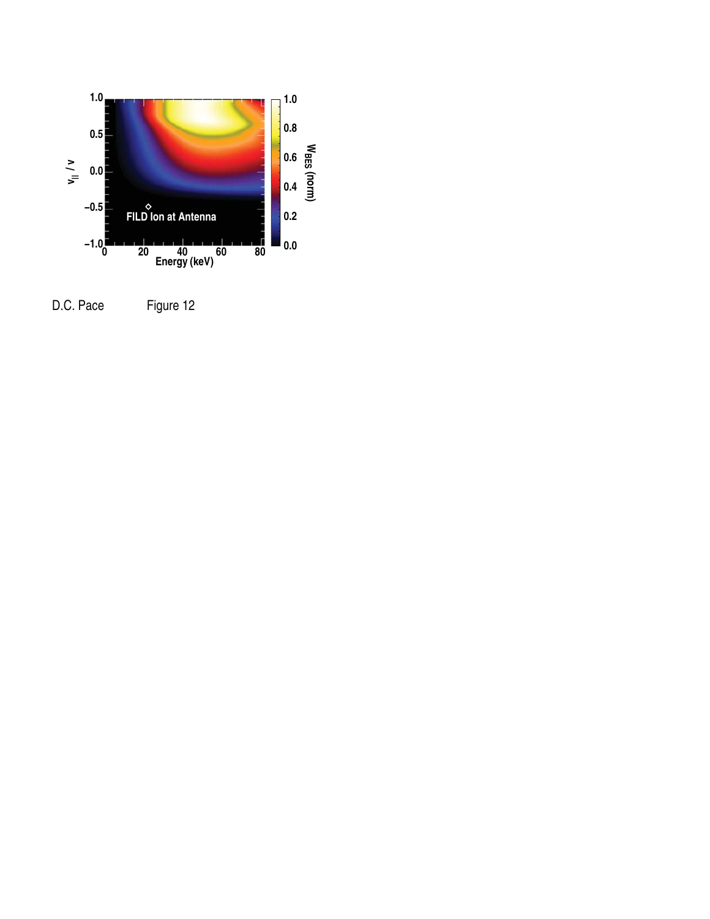1.0

0.5

$v_{||}$ / v

0.0

−0.5

FILD Ion at Antenna

−1.0

0 20 40 60 80

Energy (keV)

1.0

0.8

0.6

0.4

0.2

0.0

$W_{BES}$ (norm)

D.C. Pace Figure 12